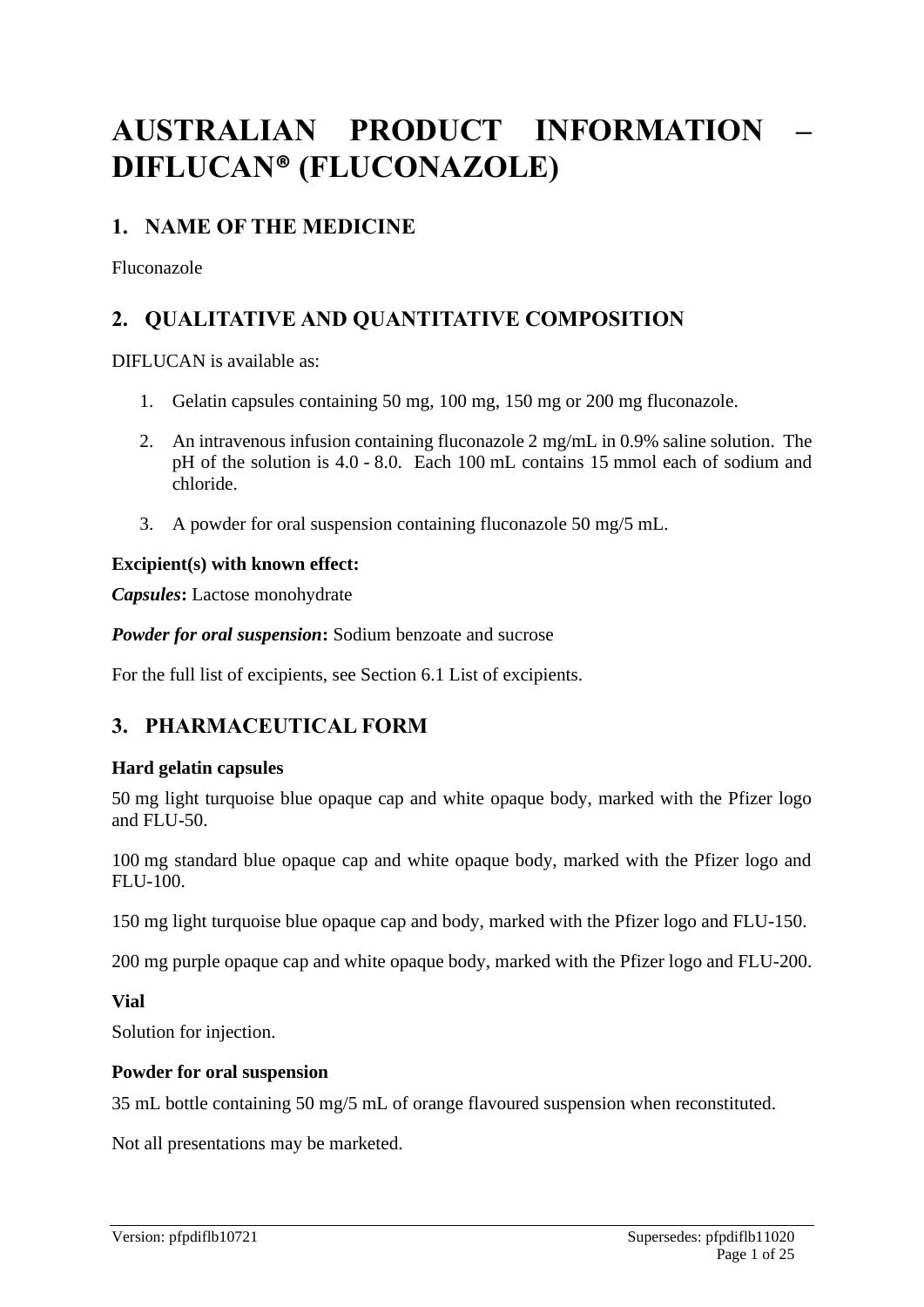# AUSTRALIAN PRODUCT INFORMATION – DIFLUCAN® (FLUCONAZOLE)

## 1. NAME OF THE MEDICINE

Fluconazole

## 2. QUALITATIVE AND QUANTITATIVE COMPOSITION

DIFLUCAN is available as:

1. Gelatin capsules containing 50 mg, 100 mg, 150 mg or 200 mg fluconazole.
2. An intravenous infusion containing fluconazole 2 mg/mL in 0.9% saline solution. The pH of the solution is 4.0 - 8.0. Each 100 mL contains 15 mmol each of sodium and chloride.
3. A powder for oral suspension containing fluconazole 50 mg/5 mL.

**Excipient(s) with known effect:**

***Capsules*:** Lactose monohydrate

***Powder for oral suspension*:** Sodium benzoate and sucrose

For the full list of excipients, see Section 6.1 List of excipients.

## 3. PHARMACEUTICAL FORM

**Hard gelatin capsules**

50 mg light turquoise blue opaque cap and white opaque body, marked with the Pfizer logo and FLU-50.

100 mg standard blue opaque cap and white opaque body, marked with the Pfizer logo and FLU-100.

150 mg light turquoise blue opaque cap and body, marked with the Pfizer logo and FLU-150.

200 mg purple opaque cap and white opaque body, marked with the Pfizer logo and FLU-200.

**Vial**

Solution for injection.

**Powder for oral suspension**

35 mL bottle containing 50 mg/5 mL of orange flavoured suspension when reconstituted.

Not all presentations may be marketed.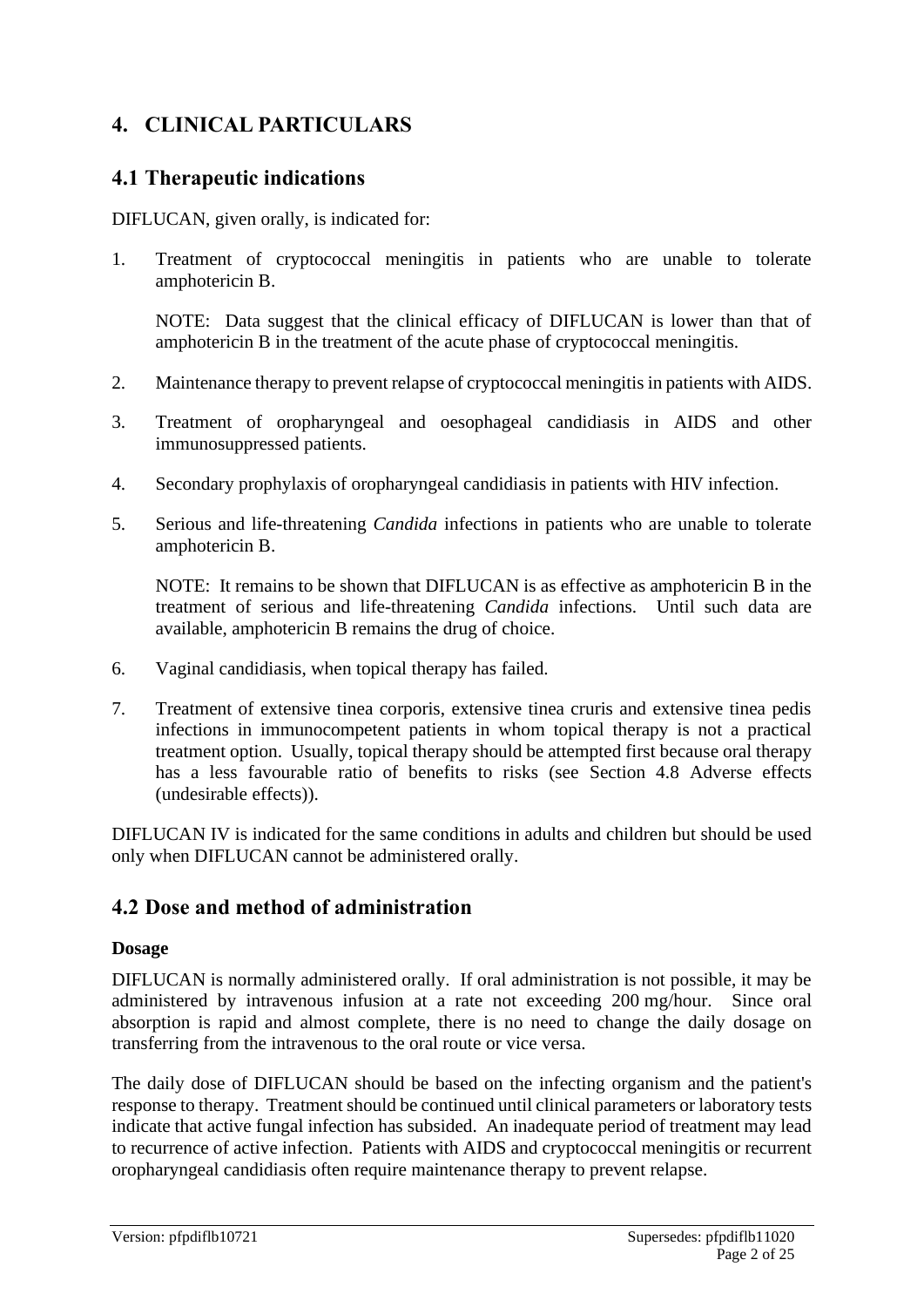# 4. CLINICAL PARTICULARS

## 4.1 Therapeutic indications

DIFLUCAN, given orally, is indicated for:

1. Treatment of cryptococcal meningitis in patients who are unable to tolerate amphotericin B.

   NOTE: Data suggest that the clinical efficacy of DIFLUCAN is lower than that of amphotericin B in the treatment of the acute phase of cryptococcal meningitis.

2. Maintenance therapy to prevent relapse of cryptococcal meningitis in patients with AIDS.

3. Treatment of oropharyngeal and oesophageal candidiasis in AIDS and other immunosuppressed patients.

4. Secondary prophylaxis of oropharyngeal candidiasis in patients with HIV infection.

5. Serious and life-threatening *Candida* infections in patients who are unable to tolerate amphotericin B.

   NOTE: It remains to be shown that DIFLUCAN is as effective as amphotericin B in the treatment of serious and life-threatening *Candida* infections. Until such data are available, amphotericin B remains the drug of choice.

6. Vaginal candidiasis, when topical therapy has failed.

7. Treatment of extensive tinea corporis, extensive tinea cruris and extensive tinea pedis infections in immunocompetent patients in whom topical therapy is not a practical treatment option. Usually, topical therapy should be attempted first because oral therapy has a less favourable ratio of benefits to risks (see Section 4.8 Adverse effects (undesirable effects)).

DIFLUCAN IV is indicated for the same conditions in adults and children but should be used only when DIFLUCAN cannot be administered orally.

## 4.2 Dose and method of administration

**Dosage**

DIFLUCAN is normally administered orally. If oral administration is not possible, it may be administered by intravenous infusion at a rate not exceeding 200 mg/hour. Since oral absorption is rapid and almost complete, there is no need to change the daily dosage on transferring from the intravenous to the oral route or vice versa.

The daily dose of DIFLUCAN should be based on the infecting organism and the patient's response to therapy. Treatment should be continued until clinical parameters or laboratory tests indicate that active fungal infection has subsided. An inadequate period of treatment may lead to recurrence of active infection. Patients with AIDS and cryptococcal meningitis or recurrent oropharyngeal candidiasis often require maintenance therapy to prevent relapse.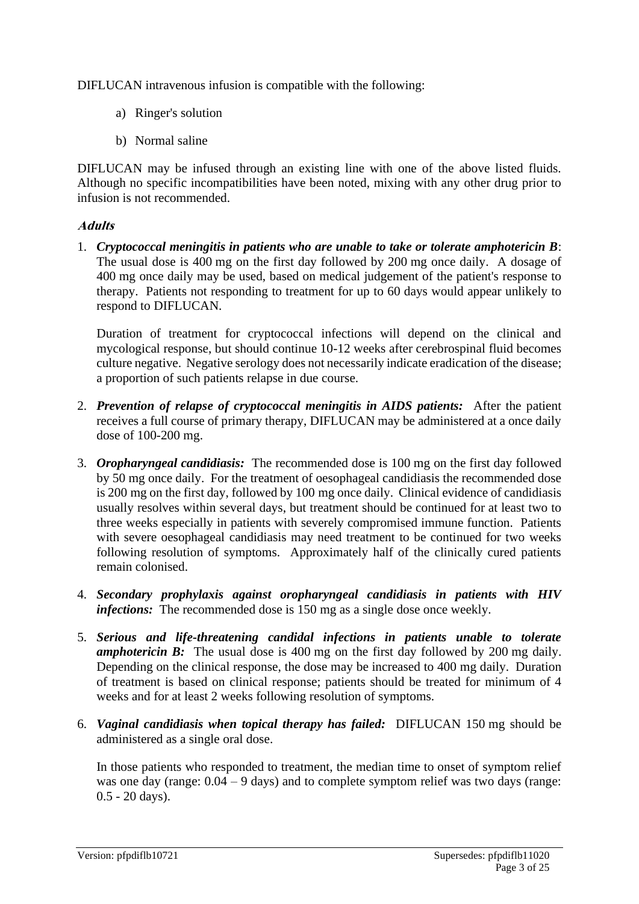DIFLUCAN intravenous infusion is compatible with the following:

a) Ringer's solution

b) Normal saline

DIFLUCAN may be infused through an existing line with one of the above listed fluids. Although no specific incompatibilities have been noted, mixing with any other drug prior to infusion is not recommended.

### *Adults*

1. ***Cryptococcal meningitis in patients who are unable to take or tolerate amphotericin B***: The usual dose is 400 mg on the first day followed by 200 mg once daily. A dosage of 400 mg once daily may be used, based on medical judgement of the patient's response to therapy. Patients not responding to treatment for up to 60 days would appear unlikely to respond to DIFLUCAN.

   Duration of treatment for cryptococcal infections will depend on the clinical and mycological response, but should continue 10-12 weeks after cerebrospinal fluid becomes culture negative. Negative serology does not necessarily indicate eradication of the disease; a proportion of such patients relapse in due course.

2. ***Prevention of relapse of cryptococcal meningitis in AIDS patients:*** After the patient receives a full course of primary therapy, DIFLUCAN may be administered at a once daily dose of 100-200 mg.

3. ***Oropharyngeal candidiasis:*** The recommended dose is 100 mg on the first day followed by 50 mg once daily. For the treatment of oesophageal candidiasis the recommended dose is 200 mg on the first day, followed by 100 mg once daily. Clinical evidence of candidiasis usually resolves within several days, but treatment should be continued for at least two to three weeks especially in patients with severely compromised immune function. Patients with severe oesophageal candidiasis may need treatment to be continued for two weeks following resolution of symptoms. Approximately half of the clinically cured patients remain colonised.

4. ***Secondary prophylaxis against oropharyngeal candidiasis in patients with HIV infections:*** The recommended dose is 150 mg as a single dose once weekly.

5. ***Serious and life-threatening candidal infections in patients unable to tolerate amphotericin B:*** The usual dose is 400 mg on the first day followed by 200 mg daily. Depending on the clinical response, the dose may be increased to 400 mg daily. Duration of treatment is based on clinical response; patients should be treated for minimum of 4 weeks and for at least 2 weeks following resolution of symptoms.

6. ***Vaginal candidiasis when topical therapy has failed:*** DIFLUCAN 150 mg should be administered as a single oral dose.

   In those patients who responded to treatment, the median time to onset of symptom relief was one day (range: 0.04 – 9 days) and to complete symptom relief was two days (range: 0.5 - 20 days).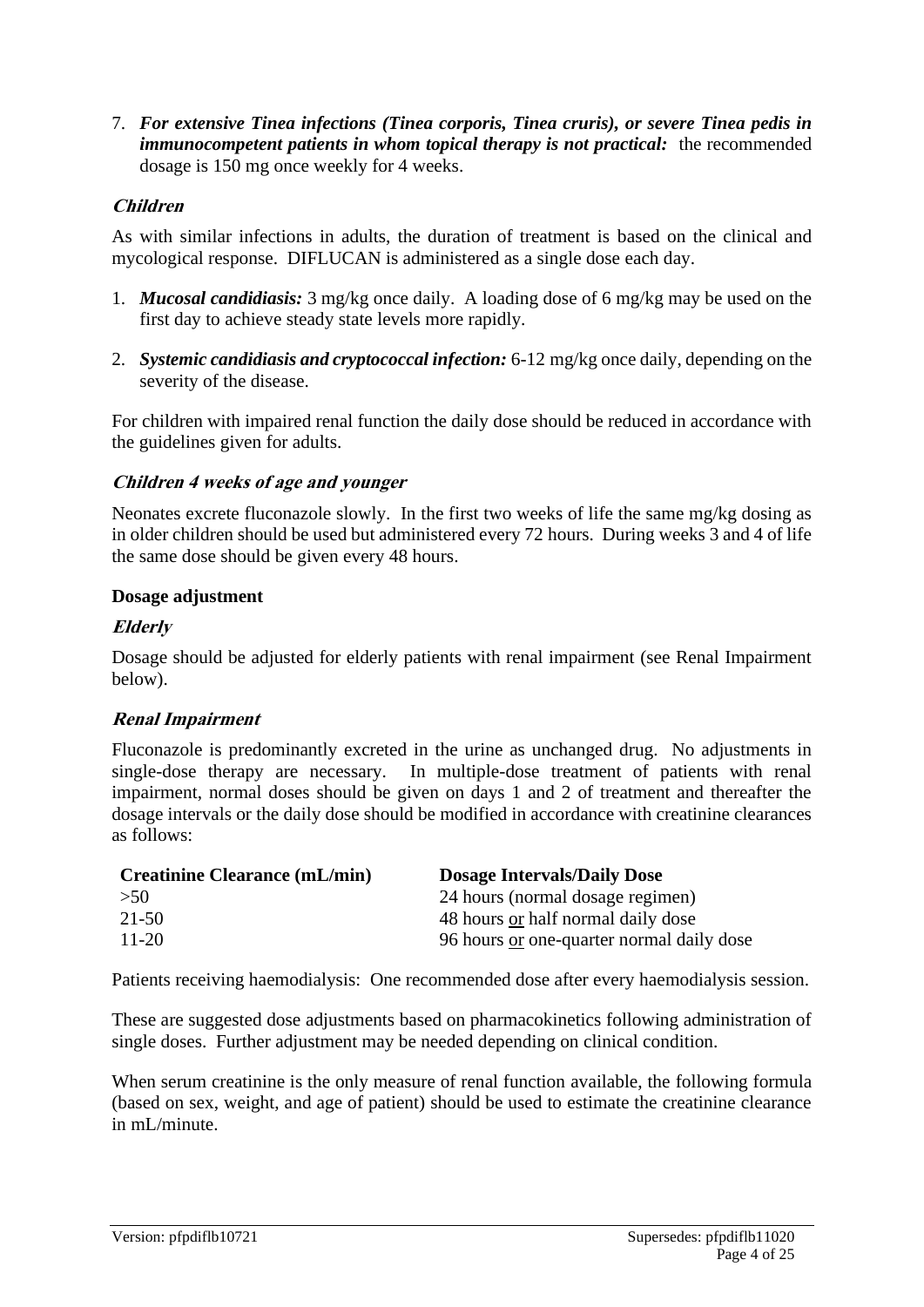7. ***For extensive Tinea infections (Tinea corporis, Tinea cruris), or severe Tinea pedis in immunocompetent patients in whom topical therapy is not practical:*** the recommended dosage is 150 mg once weekly for 4 weeks.

### *Children*

As with similar infections in adults, the duration of treatment is based on the clinical and mycological response. DIFLUCAN is administered as a single dose each day.

1. ***Mucosal candidiasis:*** 3 mg/kg once daily. A loading dose of 6 mg/kg may be used on the first day to achieve steady state levels more rapidly.

2. ***Systemic candidiasis and cryptococcal infection:*** 6-12 mg/kg once daily, depending on the severity of the disease.

For children with impaired renal function the daily dose should be reduced in accordance with the guidelines given for adults.

### *Children 4 weeks of age and younger*

Neonates excrete fluconazole slowly. In the first two weeks of life the same mg/kg dosing as in older children should be used but administered every 72 hours. During weeks 3 and 4 of life the same dose should be given every 48 hours.

**Dosage adjustment**

### *Elderly*

Dosage should be adjusted for elderly patients with renal impairment (see Renal Impairment below).

### *Renal Impairment*

Fluconazole is predominantly excreted in the urine as unchanged drug. No adjustments in single-dose therapy are necessary. In multiple-dose treatment of patients with renal impairment, normal doses should be given on days 1 and 2 of treatment and thereafter the dosage intervals or the daily dose should be modified in accordance with creatinine clearances as follows:

| Creatinine Clearance (mL/min) | Dosage Intervals/Daily Dose |
|---|---|
| >50 | 24 hours (normal dosage regimen) |
| 21-50 | 48 hours or half normal daily dose |
| 11-20 | 96 hours or one-quarter normal daily dose |

Patients receiving haemodialysis: One recommended dose after every haemodialysis session.

These are suggested dose adjustments based on pharmacokinetics following administration of single doses. Further adjustment may be needed depending on clinical condition.

When serum creatinine is the only measure of renal function available, the following formula (based on sex, weight, and age of patient) should be used to estimate the creatinine clearance in mL/minute.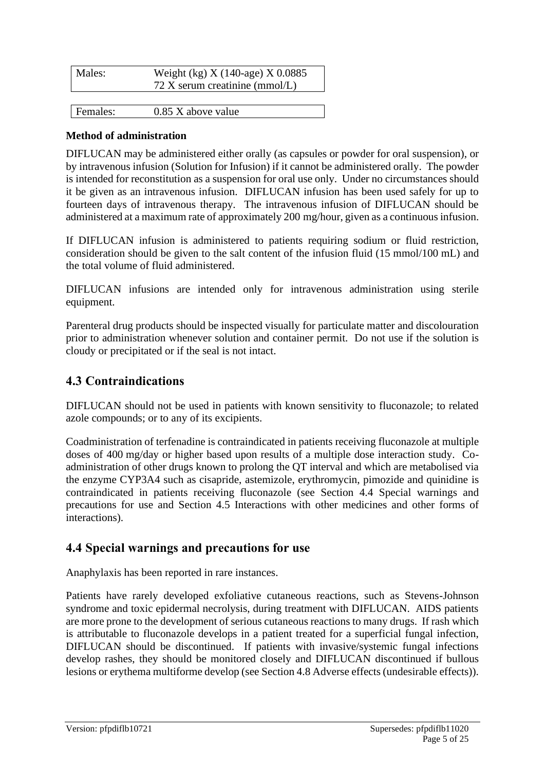| Males: | Weight (kg) X (140-age) X 0.0885<br>72 X serum creatinine (mmol/L) |
|---|---|
| Females: | 0.85 X above value |

**Method of administration**

DIFLUCAN may be administered either orally (as capsules or powder for oral suspension), or by intravenous infusion (Solution for Infusion) if it cannot be administered orally. The powder is intended for reconstitution as a suspension for oral use only. Under no circumstances should it be given as an intravenous infusion. DIFLUCAN infusion has been used safely for up to fourteen days of intravenous therapy. The intravenous infusion of DIFLUCAN should be administered at a maximum rate of approximately 200 mg/hour, given as a continuous infusion.

If DIFLUCAN infusion is administered to patients requiring sodium or fluid restriction, consideration should be given to the salt content of the infusion fluid (15 mmol/100 mL) and the total volume of fluid administered.

DIFLUCAN infusions are intended only for intravenous administration using sterile equipment.

Parenteral drug products should be inspected visually for particulate matter and discolouration prior to administration whenever solution and container permit. Do not use if the solution is cloudy or precipitated or if the seal is not intact.

## 4.3 Contraindications

DIFLUCAN should not be used in patients with known sensitivity to fluconazole; to related azole compounds; or to any of its excipients.

Coadministration of terfenadine is contraindicated in patients receiving fluconazole at multiple doses of 400 mg/day or higher based upon results of a multiple dose interaction study. Co-administration of other drugs known to prolong the QT interval and which are metabolised via the enzyme CYP3A4 such as cisapride, astemizole, erythromycin, pimozide and quinidine is contraindicated in patients receiving fluconazole (see Section 4.4 Special warnings and precautions for use and Section 4.5 Interactions with other medicines and other forms of interactions).

## 4.4 Special warnings and precautions for use

Anaphylaxis has been reported in rare instances.

Patients have rarely developed exfoliative cutaneous reactions, such as Stevens-Johnson syndrome and toxic epidermal necrolysis, during treatment with DIFLUCAN. AIDS patients are more prone to the development of serious cutaneous reactions to many drugs. If rash which is attributable to fluconazole develops in a patient treated for a superficial fungal infection, DIFLUCAN should be discontinued. If patients with invasive/systemic fungal infections develop rashes, they should be monitored closely and DIFLUCAN discontinued if bullous lesions or erythema multiforme develop (see Section 4.8 Adverse effects (undesirable effects)).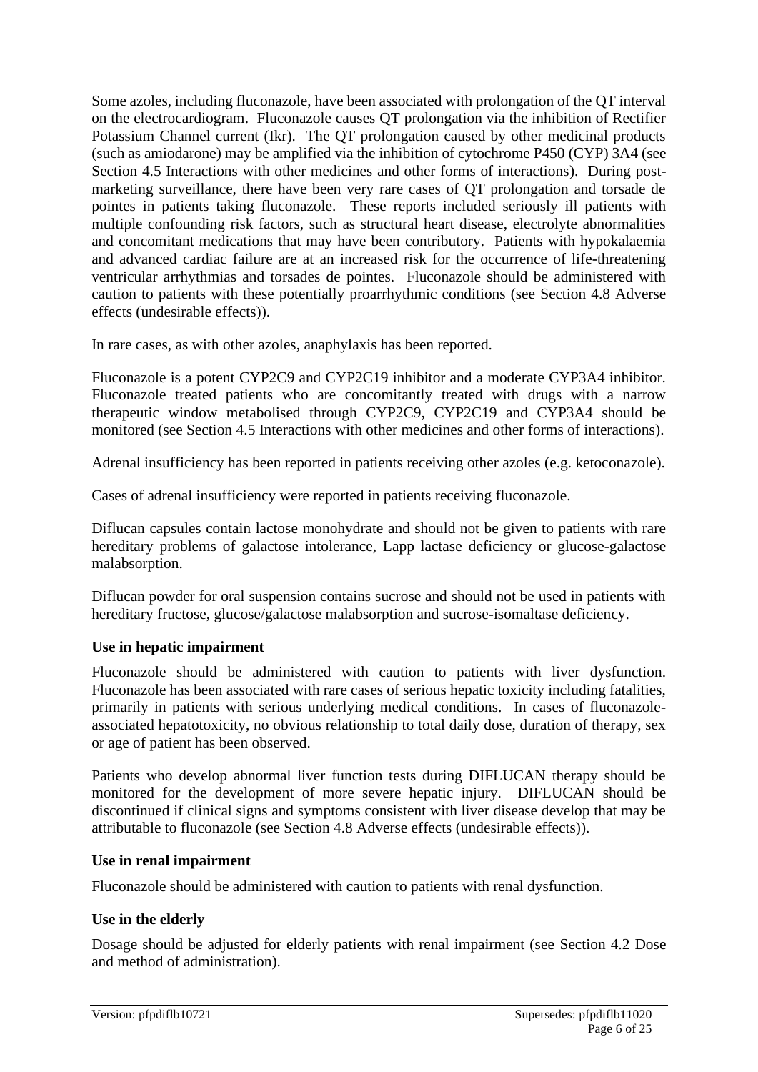Some azoles, including fluconazole, have been associated with prolongation of the QT interval on the electrocardiogram. Fluconazole causes QT prolongation via the inhibition of Rectifier Potassium Channel current (Ikr). The QT prolongation caused by other medicinal products (such as amiodarone) may be amplified via the inhibition of cytochrome P450 (CYP) 3A4 (see Section 4.5 Interactions with other medicines and other forms of interactions). During post-marketing surveillance, there have been very rare cases of QT prolongation and torsade de pointes in patients taking fluconazole. These reports included seriously ill patients with multiple confounding risk factors, such as structural heart disease, electrolyte abnormalities and concomitant medications that may have been contributory. Patients with hypokalaemia and advanced cardiac failure are at an increased risk for the occurrence of life-threatening ventricular arrhythmias and torsades de pointes. Fluconazole should be administered with caution to patients with these potentially proarrhythmic conditions (see Section 4.8 Adverse effects (undesirable effects)).

In rare cases, as with other azoles, anaphylaxis has been reported.

Fluconazole is a potent CYP2C9 and CYP2C19 inhibitor and a moderate CYP3A4 inhibitor. Fluconazole treated patients who are concomitantly treated with drugs with a narrow therapeutic window metabolised through CYP2C9, CYP2C19 and CYP3A4 should be monitored (see Section 4.5 Interactions with other medicines and other forms of interactions).

Adrenal insufficiency has been reported in patients receiving other azoles (e.g. ketoconazole).

Cases of adrenal insufficiency were reported in patients receiving fluconazole.

Diflucan capsules contain lactose monohydrate and should not be given to patients with rare hereditary problems of galactose intolerance, Lapp lactase deficiency or glucose-galactose malabsorption.

Diflucan powder for oral suspension contains sucrose and should not be used in patients with hereditary fructose, glucose/galactose malabsorption and sucrose-isomaltase deficiency.

### Use in hepatic impairment

Fluconazole should be administered with caution to patients with liver dysfunction. Fluconazole has been associated with rare cases of serious hepatic toxicity including fatalities, primarily in patients with serious underlying medical conditions. In cases of fluconazole-associated hepatotoxicity, no obvious relationship to total daily dose, duration of therapy, sex or age of patient has been observed.

Patients who develop abnormal liver function tests during DIFLUCAN therapy should be monitored for the development of more severe hepatic injury. DIFLUCAN should be discontinued if clinical signs and symptoms consistent with liver disease develop that may be attributable to fluconazole (see Section 4.8 Adverse effects (undesirable effects)).

### Use in renal impairment

Fluconazole should be administered with caution to patients with renal dysfunction.

### Use in the elderly

Dosage should be adjusted for elderly patients with renal impairment (see Section 4.2 Dose and method of administration).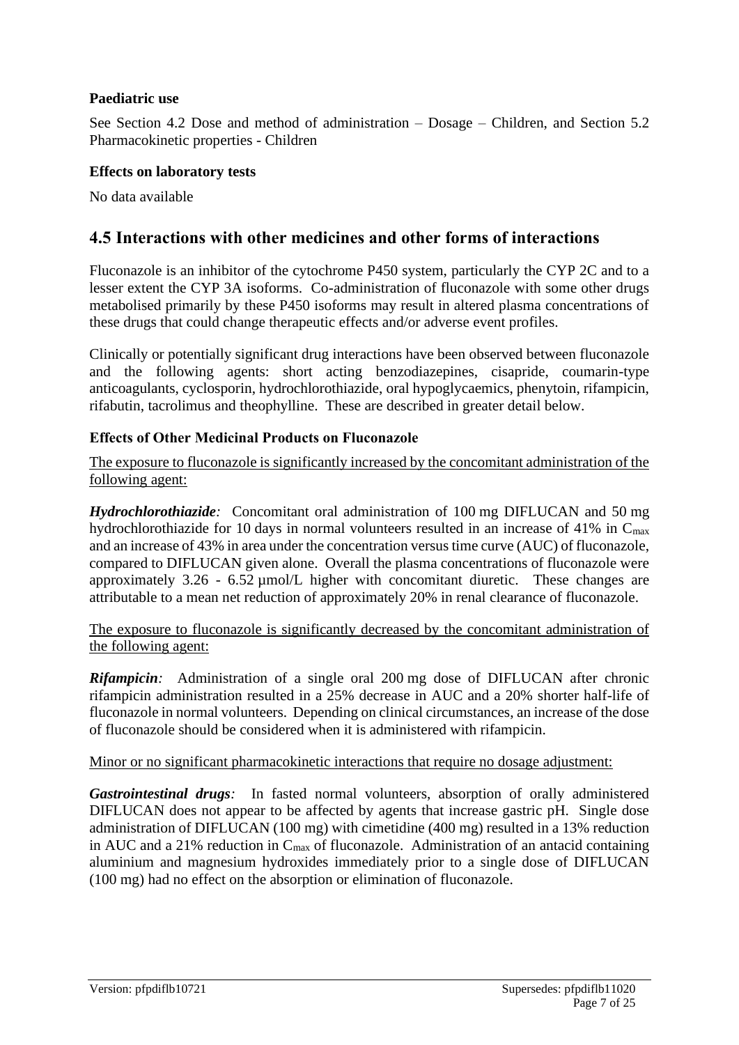**Paediatric use**

See Section 4.2 Dose and method of administration – Dosage – Children, and Section 5.2 Pharmacokinetic properties - Children

**Effects on laboratory tests**

No data available

## 4.5 Interactions with other medicines and other forms of interactions

Fluconazole is an inhibitor of the cytochrome P450 system, particularly the CYP 2C and to a lesser extent the CYP 3A isoforms. Co-administration of fluconazole with some other drugs metabolised primarily by these P450 isoforms may result in altered plasma concentrations of these drugs that could change therapeutic effects and/or adverse event profiles.

Clinically or potentially significant drug interactions have been observed between fluconazole and the following agents: short acting benzodiazepines, cisapride, coumarin-type anticoagulants, cyclosporin, hydrochlorothiazide, oral hypoglycaemics, phenytoin, rifampicin, rifabutin, tacrolimus and theophylline. These are described in greater detail below.

### Effects of Other Medicinal Products on Fluconazole

The exposure to fluconazole is significantly increased by the concomitant administration of the following agent:

***Hydrochlorothiazide**:* Concomitant oral administration of 100 mg DIFLUCAN and 50 mg hydrochlorothiazide for 10 days in normal volunteers resulted in an increase of 41% in $C_{max}$ and an increase of 43% in area under the concentration versus time curve (AUC) of fluconazole, compared to DIFLUCAN given alone. Overall the plasma concentrations of fluconazole were approximately 3.26 - 6.52 µmol/L higher with concomitant diuretic. These changes are attributable to a mean net reduction of approximately 20% in renal clearance of fluconazole.

The exposure to fluconazole is significantly decreased by the concomitant administration of the following agent:

***Rifampicin**:* Administration of a single oral 200 mg dose of DIFLUCAN after chronic rifampicin administration resulted in a 25% decrease in AUC and a 20% shorter half-life of fluconazole in normal volunteers. Depending on clinical circumstances, an increase of the dose of fluconazole should be considered when it is administered with rifampicin.

Minor or no significant pharmacokinetic interactions that require no dosage adjustment:

***Gastrointestinal drugs**:* In fasted normal volunteers, absorption of orally administered DIFLUCAN does not appear to be affected by agents that increase gastric pH. Single dose administration of DIFLUCAN (100 mg) with cimetidine (400 mg) resulted in a 13% reduction in AUC and a 21% reduction in $C_{max}$ of fluconazole. Administration of an antacid containing aluminium and magnesium hydroxides immediately prior to a single dose of DIFLUCAN (100 mg) had no effect on the absorption or elimination of fluconazole.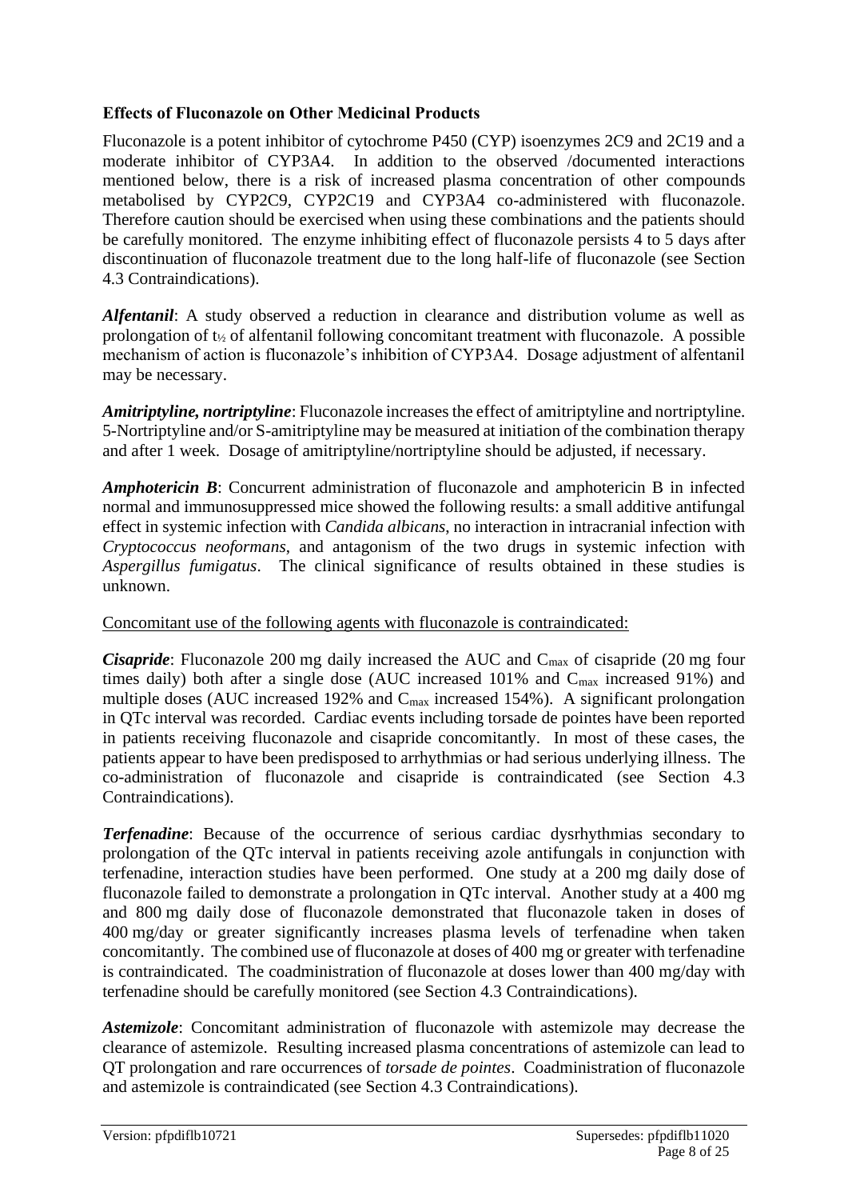**Effects of Fluconazole on Other Medicinal Products**

Fluconazole is a potent inhibitor of cytochrome P450 (CYP) isoenzymes 2C9 and 2C19 and a moderate inhibitor of CYP3A4. In addition to the observed /documented interactions mentioned below, there is a risk of increased plasma concentration of other compounds metabolised by CYP2C9, CYP2C19 and CYP3A4 co-administered with fluconazole. Therefore caution should be exercised when using these combinations and the patients should be carefully monitored. The enzyme inhibiting effect of fluconazole persists 4 to 5 days after discontinuation of fluconazole treatment due to the long half-life of fluconazole (see Section 4.3 Contraindications).

***Alfentanil***: A study observed a reduction in clearance and distribution volume as well as prolongation of $t_{½}$ of alfentanil following concomitant treatment with fluconazole. A possible mechanism of action is fluconazole's inhibition of CYP3A4. Dosage adjustment of alfentanil may be necessary.

***Amitriptyline, nortriptyline***: Fluconazole increases the effect of amitriptyline and nortriptyline. 5-Nortriptyline and/or S-amitriptyline may be measured at initiation of the combination therapy and after 1 week. Dosage of amitriptyline/nortriptyline should be adjusted, if necessary.

***Amphotericin B***: Concurrent administration of fluconazole and amphotericin B in infected normal and immunosuppressed mice showed the following results: a small additive antifungal effect in systemic infection with *Candida albicans*, no interaction in intracranial infection with *Cryptococcus neoformans*, and antagonism of the two drugs in systemic infection with *Aspergillus fumigatus*. The clinical significance of results obtained in these studies is unknown.

Concomitant use of the following agents with fluconazole is contraindicated:

***Cisapride***: Fluconazole 200 mg daily increased the AUC and $C_{max}$ of cisapride (20 mg four times daily) both after a single dose (AUC increased 101% and $C_{max}$ increased 91%) and multiple doses (AUC increased 192% and $C_{max}$ increased 154%). A significant prolongation in QTc interval was recorded. Cardiac events including torsade de pointes have been reported in patients receiving fluconazole and cisapride concomitantly. In most of these cases, the patients appear to have been predisposed to arrhythmias or had serious underlying illness. The co-administration of fluconazole and cisapride is contraindicated (see Section 4.3 Contraindications).

***Terfenadine***: Because of the occurrence of serious cardiac dysrhythmias secondary to prolongation of the QTc interval in patients receiving azole antifungals in conjunction with terfenadine, interaction studies have been performed. One study at a 200 mg daily dose of fluconazole failed to demonstrate a prolongation in QTc interval. Another study at a 400 mg and 800 mg daily dose of fluconazole demonstrated that fluconazole taken in doses of 400 mg/day or greater significantly increases plasma levels of terfenadine when taken concomitantly. The combined use of fluconazole at doses of 400 mg or greater with terfenadine is contraindicated. The coadministration of fluconazole at doses lower than 400 mg/day with terfenadine should be carefully monitored (see Section 4.3 Contraindications).

***Astemizole***: Concomitant administration of fluconazole with astemizole may decrease the clearance of astemizole. Resulting increased plasma concentrations of astemizole can lead to QT prolongation and rare occurrences of *torsade de pointes*. Coadministration of fluconazole and astemizole is contraindicated (see Section 4.3 Contraindications).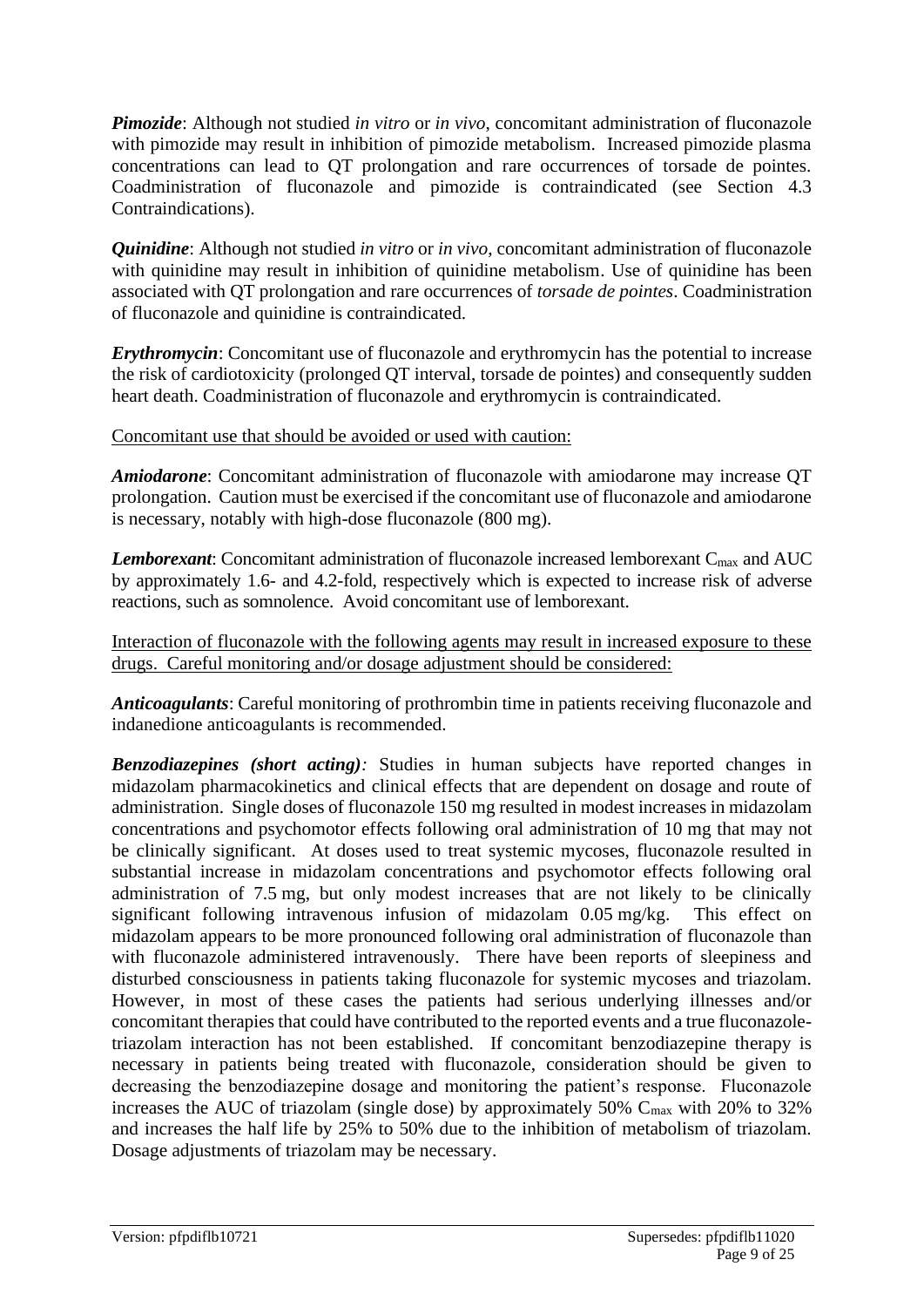***Pimozide***: Although not studied *in vitro* or *in vivo*, concomitant administration of fluconazole with pimozide may result in inhibition of pimozide metabolism. Increased pimozide plasma concentrations can lead to QT prolongation and rare occurrences of torsade de pointes. Coadministration of fluconazole and pimozide is contraindicated (see Section 4.3 Contraindications).

***Quinidine***: Although not studied *in vitro* or *in vivo*, concomitant administration of fluconazole with quinidine may result in inhibition of quinidine metabolism. Use of quinidine has been associated with QT prolongation and rare occurrences of *torsade de pointes*. Coadministration of fluconazole and quinidine is contraindicated.

***Erythromycin***: Concomitant use of fluconazole and erythromycin has the potential to increase the risk of cardiotoxicity (prolonged QT interval, torsade de pointes) and consequently sudden heart death. Coadministration of fluconazole and erythromycin is contraindicated.

Concomitant use that should be avoided or used with caution:

***Amiodarone***: Concomitant administration of fluconazole with amiodarone may increase QT prolongation. Caution must be exercised if the concomitant use of fluconazole and amiodarone is necessary, notably with high-dose fluconazole (800 mg).

***Lemborexant***: Concomitant administration of fluconazole increased lemborexant $C_{max}$ and AUC by approximately 1.6- and 4.2-fold, respectively which is expected to increase risk of adverse reactions, such as somnolence. Avoid concomitant use of lemborexant.

Interaction of fluconazole with the following agents may result in increased exposure to these drugs. Careful monitoring and/or dosage adjustment should be considered:

***Anticoagulants***: Careful monitoring of prothrombin time in patients receiving fluconazole and indanedione anticoagulants is recommended.

***Benzodiazepines (short acting)***: Studies in human subjects have reported changes in midazolam pharmacokinetics and clinical effects that are dependent on dosage and route of administration. Single doses of fluconazole 150 mg resulted in modest increases in midazolam concentrations and psychomotor effects following oral administration of 10 mg that may not be clinically significant. At doses used to treat systemic mycoses, fluconazole resulted in substantial increase in midazolam concentrations and psychomotor effects following oral administration of 7.5 mg, but only modest increases that are not likely to be clinically significant following intravenous infusion of midazolam 0.05 mg/kg. This effect on midazolam appears to be more pronounced following oral administration of fluconazole than with fluconazole administered intravenously. There have been reports of sleepiness and disturbed consciousness in patients taking fluconazole for systemic mycoses and triazolam. However, in most of these cases the patients had serious underlying illnesses and/or concomitant therapies that could have contributed to the reported events and a true fluconazole-triazolam interaction has not been established. If concomitant benzodiazepine therapy is necessary in patients being treated with fluconazole, consideration should be given to decreasing the benzodiazepine dosage and monitoring the patient's response. Fluconazole increases the AUC of triazolam (single dose) by approximately 50% $C_{max}$ with 20% to 32% and increases the half life by 25% to 50% due to the inhibition of metabolism of triazolam. Dosage adjustments of triazolam may be necessary.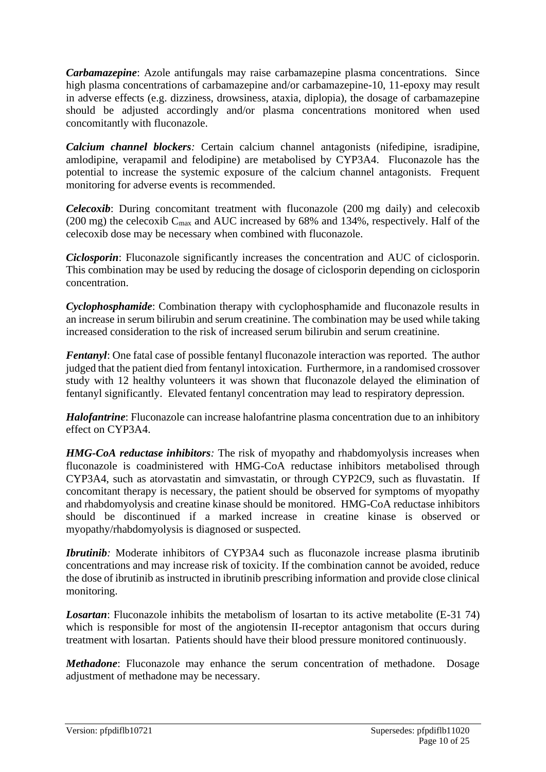***Carbamazepine***: Azole antifungals may raise carbamazepine plasma concentrations. Since high plasma concentrations of carbamazepine and/or carbamazepine-10, 11-epoxy may result in adverse effects (e.g. dizziness, drowsiness, ataxia, diplopia), the dosage of carbamazepine should be adjusted accordingly and/or plasma concentrations monitored when used concomitantly with fluconazole.

***Calcium channel blockers****:* Certain calcium channel antagonists (nifedipine, isradipine, amlodipine, verapamil and felodipine) are metabolised by CYP3A4. Fluconazole has the potential to increase the systemic exposure of the calcium channel antagonists. Frequent monitoring for adverse events is recommended.

***Celecoxib***: During concomitant treatment with fluconazole (200 mg daily) and celecoxib (200 mg) the celecoxib $C_{max}$ and AUC increased by 68% and 134%, respectively. Half of the celecoxib dose may be necessary when combined with fluconazole.

***Ciclosporin***: Fluconazole significantly increases the concentration and AUC of ciclosporin. This combination may be used by reducing the dosage of ciclosporin depending on ciclosporin concentration.

***Cyclophosphamide***: Combination therapy with cyclophosphamide and fluconazole results in an increase in serum bilirubin and serum creatinine. The combination may be used while taking increased consideration to the risk of increased serum bilirubin and serum creatinine.

***Fentanyl***: One fatal case of possible fentanyl fluconazole interaction was reported. The author judged that the patient died from fentanyl intoxication. Furthermore, in a randomised crossover study with 12 healthy volunteers it was shown that fluconazole delayed the elimination of fentanyl significantly. Elevated fentanyl concentration may lead to respiratory depression.

***Halofantrine***: Fluconazole can increase halofantrine plasma concentration due to an inhibitory effect on CYP3A4.

***HMG-CoA reductase inhibitors****:* The risk of myopathy and rhabdomyolysis increases when fluconazole is coadministered with HMG-CoA reductase inhibitors metabolised through CYP3A4, such as atorvastatin and simvastatin, or through CYP2C9, such as fluvastatin. If concomitant therapy is necessary, the patient should be observed for symptoms of myopathy and rhabdomyolysis and creatine kinase should be monitored. HMG-CoA reductase inhibitors should be discontinued if a marked increase in creatine kinase is observed or myopathy/rhabdomyolysis is diagnosed or suspected.

***Ibrutinib****:* Moderate inhibitors of CYP3A4 such as fluconazole increase plasma ibrutinib concentrations and may increase risk of toxicity. If the combination cannot be avoided, reduce the dose of ibrutinib as instructed in ibrutinib prescribing information and provide close clinical monitoring.

***Losartan***: Fluconazole inhibits the metabolism of losartan to its active metabolite (E-31 74) which is responsible for most of the angiotensin II-receptor antagonism that occurs during treatment with losartan. Patients should have their blood pressure monitored continuously.

***Methadone***: Fluconazole may enhance the serum concentration of methadone. Dosage adjustment of methadone may be necessary.

Version: pfpdiflb10721 Supersedes: pfpdiflb11020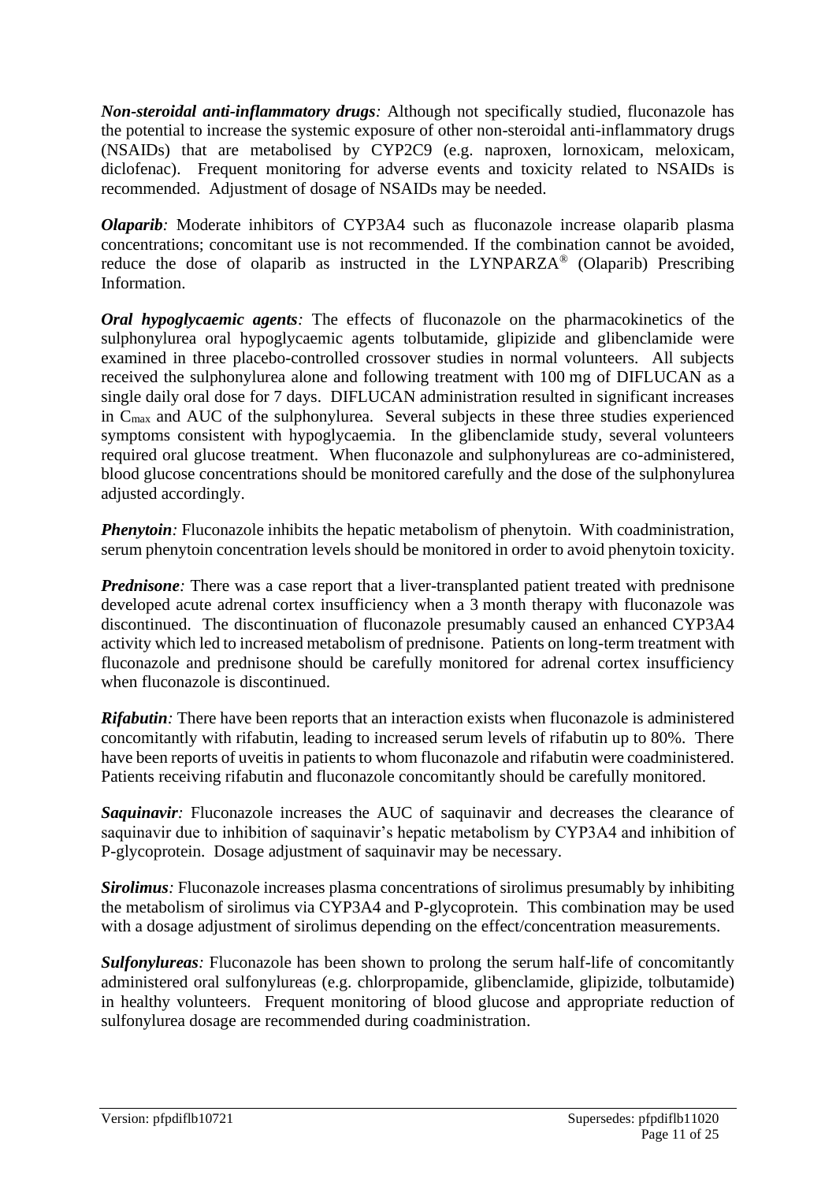***Non-steroidal anti-inflammatory drugs:*** Although not specifically studied, fluconazole has the potential to increase the systemic exposure of other non-steroidal anti-inflammatory drugs (NSAIDs) that are metabolised by CYP2C9 (e.g. naproxen, lornoxicam, meloxicam, diclofenac). Frequent monitoring for adverse events and toxicity related to NSAIDs is recommended. Adjustment of dosage of NSAIDs may be needed.

***Olaparib:*** Moderate inhibitors of CYP3A4 such as fluconazole increase olaparib plasma concentrations; concomitant use is not recommended. If the combination cannot be avoided, reduce the dose of olaparib as instructed in the LYNPARZA® (Olaparib) Prescribing Information.

***Oral hypoglycaemic agents:*** The effects of fluconazole on the pharmacokinetics of the sulphonylurea oral hypoglycaemic agents tolbutamide, glipizide and glibenclamide were examined in three placebo-controlled crossover studies in normal volunteers. All subjects received the sulphonylurea alone and following treatment with 100 mg of DIFLUCAN as a single daily oral dose for 7 days. DIFLUCAN administration resulted in significant increases in $C_{max}$ and AUC of the sulphonylurea. Several subjects in these three studies experienced symptoms consistent with hypoglycaemia. In the glibenclamide study, several volunteers required oral glucose treatment. When fluconazole and sulphonylureas are co-administered, blood glucose concentrations should be monitored carefully and the dose of the sulphonylurea adjusted accordingly.

***Phenytoin:*** Fluconazole inhibits the hepatic metabolism of phenytoin. With coadministration, serum phenytoin concentration levels should be monitored in order to avoid phenytoin toxicity.

***Prednisone:*** There was a case report that a liver-transplanted patient treated with prednisone developed acute adrenal cortex insufficiency when a 3 month therapy with fluconazole was discontinued. The discontinuation of fluconazole presumably caused an enhanced CYP3A4 activity which led to increased metabolism of prednisone. Patients on long-term treatment with fluconazole and prednisone should be carefully monitored for adrenal cortex insufficiency when fluconazole is discontinued.

***Rifabutin:*** There have been reports that an interaction exists when fluconazole is administered concomitantly with rifabutin, leading to increased serum levels of rifabutin up to 80%. There have been reports of uveitis in patients to whom fluconazole and rifabutin were coadministered. Patients receiving rifabutin and fluconazole concomitantly should be carefully monitored.

***Saquinavir:*** Fluconazole increases the AUC of saquinavir and decreases the clearance of saquinavir due to inhibition of saquinavir's hepatic metabolism by CYP3A4 and inhibition of P-glycoprotein. Dosage adjustment of saquinavir may be necessary.

***Sirolimus:*** Fluconazole increases plasma concentrations of sirolimus presumably by inhibiting the metabolism of sirolimus via CYP3A4 and P-glycoprotein. This combination may be used with a dosage adjustment of sirolimus depending on the effect/concentration measurements.

***Sulfonylureas:*** Fluconazole has been shown to prolong the serum half-life of concomitantly administered oral sulfonylureas (e.g. chlorpropamide, glibenclamide, glipizide, tolbutamide) in healthy volunteers. Frequent monitoring of blood glucose and appropriate reduction of sulfonylurea dosage are recommended during coadministration.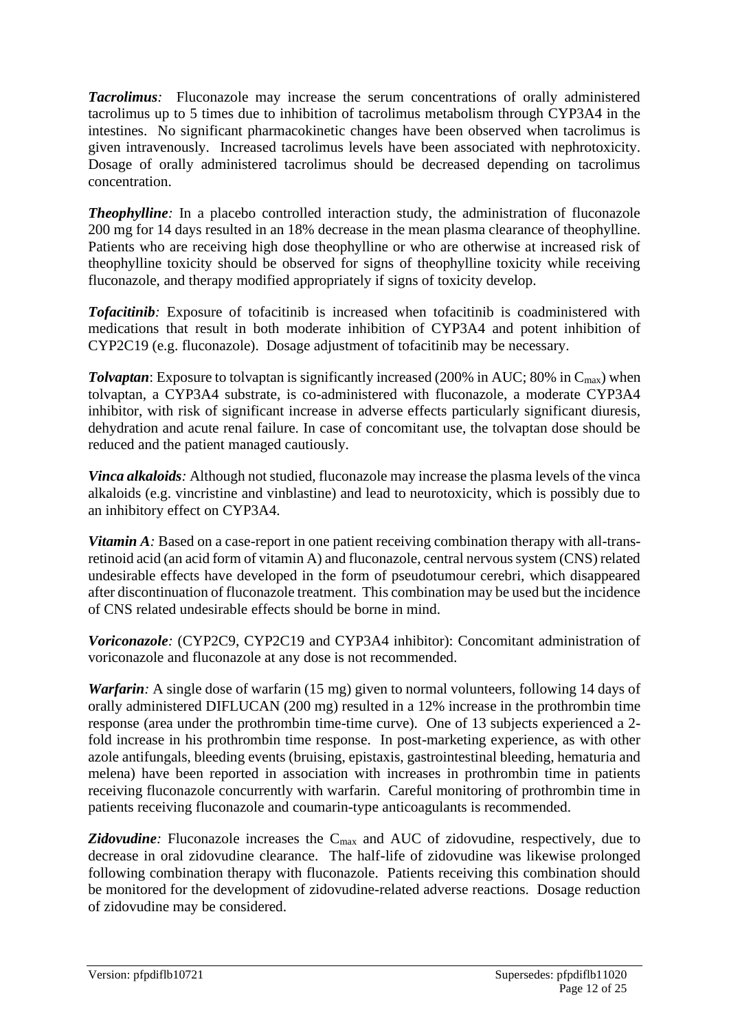***Tacrolimus**:* Fluconazole may increase the serum concentrations of orally administered tacrolimus up to 5 times due to inhibition of tacrolimus metabolism through CYP3A4 in the intestines. No significant pharmacokinetic changes have been observed when tacrolimus is given intravenously. Increased tacrolimus levels have been associated with nephrotoxicity. Dosage of orally administered tacrolimus should be decreased depending on tacrolimus concentration.

***Theophylline**:* In a placebo controlled interaction study, the administration of fluconazole 200 mg for 14 days resulted in an 18% decrease in the mean plasma clearance of theophylline. Patients who are receiving high dose theophylline or who are otherwise at increased risk of theophylline toxicity should be observed for signs of theophylline toxicity while receiving fluconazole, and therapy modified appropriately if signs of toxicity develop.

***Tofacitinib**:* Exposure of tofacitinib is increased when tofacitinib is coadministered with medications that result in both moderate inhibition of CYP3A4 and potent inhibition of CYP2C19 (e.g. fluconazole). Dosage adjustment of tofacitinib may be necessary.

***Tolvaptan***: Exposure to tolvaptan is significantly increased (200% in AUC; 80% in $C_{max}$) when tolvaptan, a CYP3A4 substrate, is co-administered with fluconazole, a moderate CYP3A4 inhibitor, with risk of significant increase in adverse effects particularly significant diuresis, dehydration and acute renal failure. In case of concomitant use, the tolvaptan dose should be reduced and the patient managed cautiously.

***Vinca alkaloids**:* Although not studied, fluconazole may increase the plasma levels of the vinca alkaloids (e.g. vincristine and vinblastine) and lead to neurotoxicity, which is possibly due to an inhibitory effect on CYP3A4.

***Vitamin A**:* Based on a case-report in one patient receiving combination therapy with all-trans-retinoid acid (an acid form of vitamin A) and fluconazole, central nervous system (CNS) related undesirable effects have developed in the form of pseudotumour cerebri, which disappeared after discontinuation of fluconazole treatment. This combination may be used but the incidence of CNS related undesirable effects should be borne in mind.

***Voriconazole**:* (CYP2C9, CYP2C19 and CYP3A4 inhibitor): Concomitant administration of voriconazole and fluconazole at any dose is not recommended.

***Warfarin**:* A single dose of warfarin (15 mg) given to normal volunteers, following 14 days of orally administered DIFLUCAN (200 mg) resulted in a 12% increase in the prothrombin time response (area under the prothrombin time-time curve). One of 13 subjects experienced a 2-fold increase in his prothrombin time response. In post-marketing experience, as with other azole antifungals, bleeding events (bruising, epistaxis, gastrointestinal bleeding, hematuria and melena) have been reported in association with increases in prothrombin time in patients receiving fluconazole concurrently with warfarin. Careful monitoring of prothrombin time in patients receiving fluconazole and coumarin-type anticoagulants is recommended.

***Zidovudine**:* Fluconazole increases the $C_{max}$ and AUC of zidovudine, respectively, due to decrease in oral zidovudine clearance. The half-life of zidovudine was likewise prolonged following combination therapy with fluconazole. Patients receiving this combination should be monitored for the development of zidovudine-related adverse reactions. Dosage reduction of zidovudine may be considered.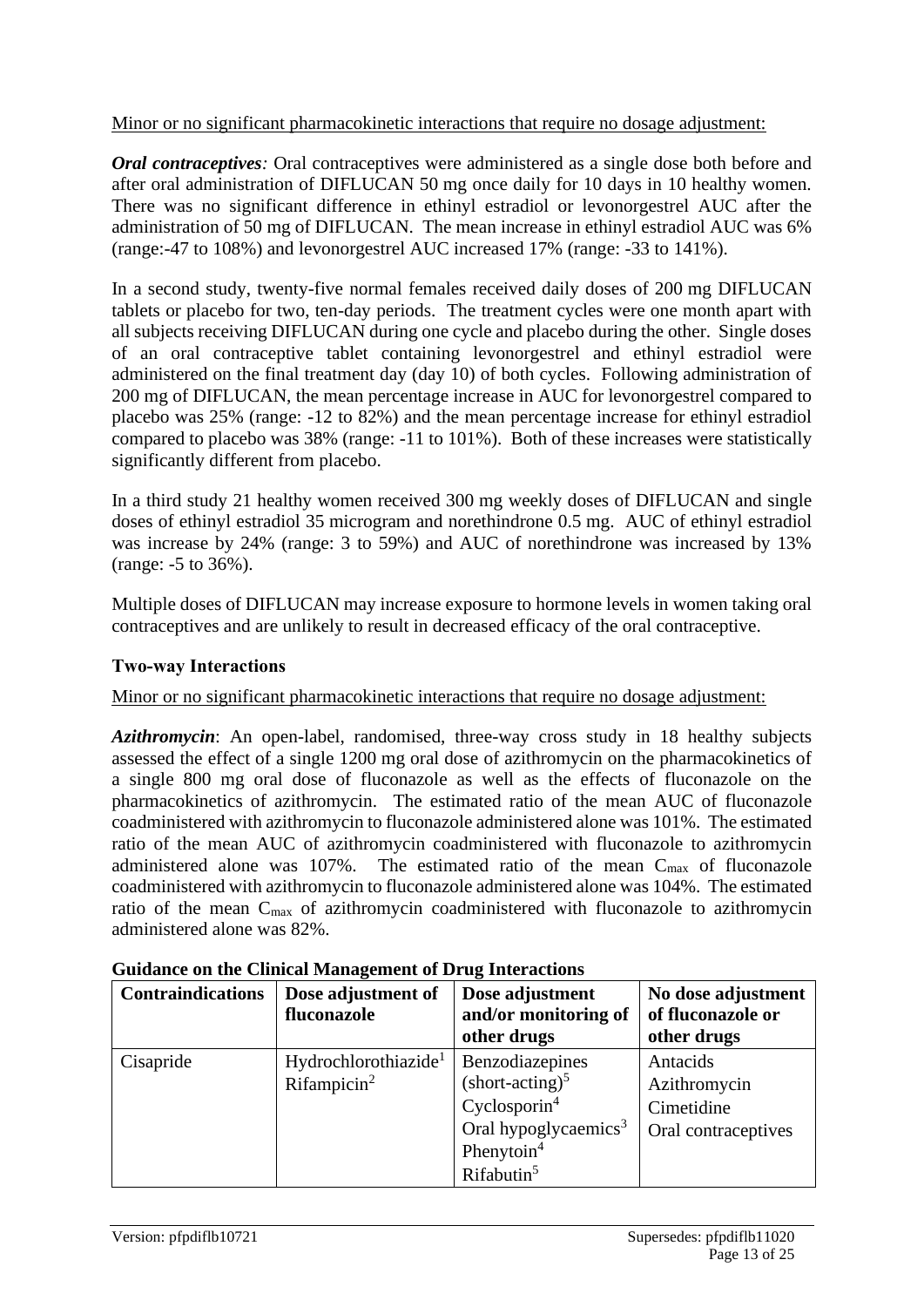Minor or no significant pharmacokinetic interactions that require no dosage adjustment:

***Oral contraceptives**:* Oral contraceptives were administered as a single dose both before and after oral administration of DIFLUCAN 50 mg once daily for 10 days in 10 healthy women. There was no significant difference in ethinyl estradiol or levonorgestrel AUC after the administration of 50 mg of DIFLUCAN. The mean increase in ethinyl estradiol AUC was 6% (range:-47 to 108%) and levonorgestrel AUC increased 17% (range: -33 to 141%).

In a second study, twenty-five normal females received daily doses of 200 mg DIFLUCAN tablets or placebo for two, ten-day periods. The treatment cycles were one month apart with all subjects receiving DIFLUCAN during one cycle and placebo during the other. Single doses of an oral contraceptive tablet containing levonorgestrel and ethinyl estradiol were administered on the final treatment day (day 10) of both cycles. Following administration of 200 mg of DIFLUCAN, the mean percentage increase in AUC for levonorgestrel compared to placebo was 25% (range: -12 to 82%) and the mean percentage increase for ethinyl estradiol compared to placebo was 38% (range: -11 to 101%). Both of these increases were statistically significantly different from placebo.

In a third study 21 healthy women received 300 mg weekly doses of DIFLUCAN and single doses of ethinyl estradiol 35 microgram and norethindrone 0.5 mg. AUC of ethinyl estradiol was increase by 24% (range: 3 to 59%) and AUC of norethindrone was increased by 13% (range: -5 to 36%).

Multiple doses of DIFLUCAN may increase exposure to hormone levels in women taking oral contraceptives and are unlikely to result in decreased efficacy of the oral contraceptive.

**Two-way Interactions**

Minor or no significant pharmacokinetic interactions that require no dosage adjustment:

***Azithromycin***: An open-label, randomised, three-way cross study in 18 healthy subjects assessed the effect of a single 1200 mg oral dose of azithromycin on the pharmacokinetics of a single 800 mg oral dose of fluconazole as well as the effects of fluconazole on the pharmacokinetics of azithromycin. The estimated ratio of the mean AUC of fluconazole coadministered with azithromycin to fluconazole administered alone was 101%. The estimated ratio of the mean AUC of azithromycin coadministered with fluconazole to azithromycin administered alone was 107%. The estimated ratio of the mean $C_{max}$ of fluconazole coadministered with azithromycin to fluconazole administered alone was 104%. The estimated ratio of the mean $C_{max}$ of azithromycin coadministered with fluconazole to azithromycin administered alone was 82%.

**Guidance on the Clinical Management of Drug Interactions**

| **Contraindications** | **Dose adjustment of fluconazole** | **Dose adjustment and/or monitoring of other drugs** | **No dose adjustment of fluconazole or other drugs** |
|---|---|---|---|
| Cisapride | Hydrochlorothiazide[1]<br>Rifampicin[2] | Benzodiazepines (short-acting)[5]<br>Cyclosporin[4]<br>Oral hypoglycaemics[3]<br>Phenytoin[4]<br>Rifabutin[5] | Antacids<br>Azithromycin<br>Cimetidine<br>Oral contraceptives |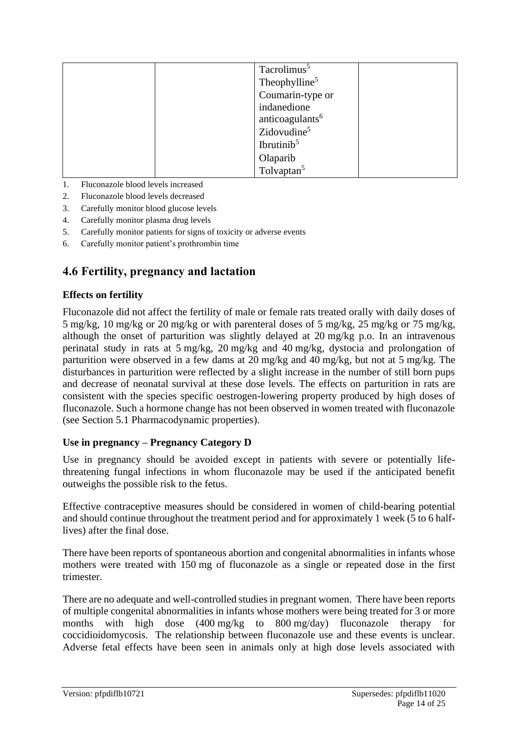|  |  | Tacrolimus[5]<br>Theophylline[5]<br>Coumarin-type or indanedione anticoagulants[6]<br>Zidovudine[5]<br>Ibrutinib[5]<br>Olaparib<br>Tolvaptan[5] |  |
|---|---|---|---|

1. Fluconazole blood levels increased
2. Fluconazole blood levels decreased
3. Carefully monitor blood glucose levels
4. Carefully monitor plasma drug levels
5. Carefully monitor patients for signs of toxicity or adverse events
6. Carefully monitor patient's prothrombin time

## 4.6 Fertility, pregnancy and lactation

### Effects on fertility

Fluconazole did not affect the fertility of male or female rats treated orally with daily doses of 5 mg/kg, 10 mg/kg or 20 mg/kg or with parenteral doses of 5 mg/kg, 25 mg/kg or 75 mg/kg, although the onset of parturition was slightly delayed at 20 mg/kg p.o. In an intravenous perinatal study in rats at 5 mg/kg, 20 mg/kg and 40 mg/kg, dystocia and prolongation of parturition were observed in a few dams at 20 mg/kg and 40 mg/kg, but not at 5 mg/kg. The disturbances in parturition were reflected by a slight increase in the number of still born pups and decrease of neonatal survival at these dose levels. The effects on parturition in rats are consistent with the species specific oestrogen-lowering property produced by high doses of fluconazole. Such a hormone change has not been observed in women treated with fluconazole (see Section 5.1 Pharmacodynamic properties).

### Use in pregnancy – Pregnancy Category D

Use in pregnancy should be avoided except in patients with severe or potentially life-threatening fungal infections in whom fluconazole may be used if the anticipated benefit outweighs the possible risk to the fetus.

Effective contraceptive measures should be considered in women of child-bearing potential and should continue throughout the treatment period and for approximately 1 week (5 to 6 half-lives) after the final dose.

There have been reports of spontaneous abortion and congenital abnormalities in infants whose mothers were treated with 150 mg of fluconazole as a single or repeated dose in the first trimester.

There are no adequate and well-controlled studies in pregnant women. There have been reports of multiple congenital abnormalities in infants whose mothers were being treated for 3 or more months with high dose (400 mg/kg to 800 mg/day) fluconazole therapy for coccidioidomycosis. The relationship between fluconazole use and these events is unclear. Adverse fetal effects have been seen in animals only at high dose levels associated with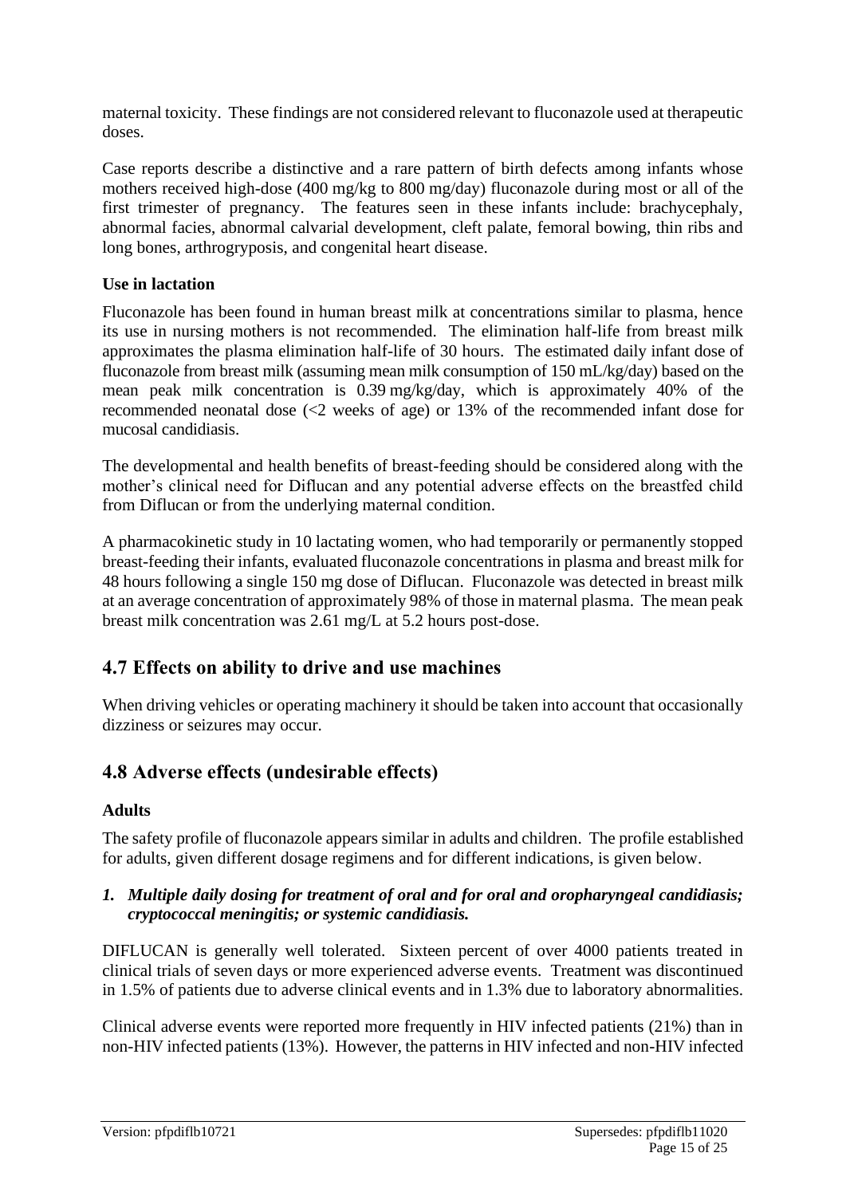maternal toxicity. These findings are not considered relevant to fluconazole used at therapeutic doses.

Case reports describe a distinctive and a rare pattern of birth defects among infants whose mothers received high-dose (400 mg/kg to 800 mg/day) fluconazole during most or all of the first trimester of pregnancy. The features seen in these infants include: brachycephaly, abnormal facies, abnormal calvarial development, cleft palate, femoral bowing, thin ribs and long bones, arthrogryposis, and congenital heart disease.

**Use in lactation**

Fluconazole has been found in human breast milk at concentrations similar to plasma, hence its use in nursing mothers is not recommended. The elimination half-life from breast milk approximates the plasma elimination half-life of 30 hours. The estimated daily infant dose of fluconazole from breast milk (assuming mean milk consumption of 150 mL/kg/day) based on the mean peak milk concentration is 0.39 mg/kg/day, which is approximately 40% of the recommended neonatal dose (<2 weeks of age) or 13% of the recommended infant dose for mucosal candidiasis.

The developmental and health benefits of breast-feeding should be considered along with the mother's clinical need for Diflucan and any potential adverse effects on the breastfed child from Diflucan or from the underlying maternal condition.

A pharmacokinetic study in 10 lactating women, who had temporarily or permanently stopped breast-feeding their infants, evaluated fluconazole concentrations in plasma and breast milk for 48 hours following a single 150 mg dose of Diflucan. Fluconazole was detected in breast milk at an average concentration of approximately 98% of those in maternal plasma. The mean peak breast milk concentration was 2.61 mg/L at 5.2 hours post-dose.

## 4.7 Effects on ability to drive and use machines

When driving vehicles or operating machinery it should be taken into account that occasionally dizziness or seizures may occur.

## 4.8 Adverse effects (undesirable effects)

**Adults**

The safety profile of fluconazole appears similar in adults and children. The profile established for adults, given different dosage regimens and for different indications, is given below.

1. ***Multiple daily dosing for treatment of oral and for oral and oropharyngeal candidiasis; cryptococcal meningitis; or systemic candidiasis.***

DIFLUCAN is generally well tolerated. Sixteen percent of over 4000 patients treated in clinical trials of seven days or more experienced adverse events. Treatment was discontinued in 1.5% of patients due to adverse clinical events and in 1.3% due to laboratory abnormalities.

Clinical adverse events were reported more frequently in HIV infected patients (21%) than in non-HIV infected patients (13%). However, the patterns in HIV infected and non-HIV infected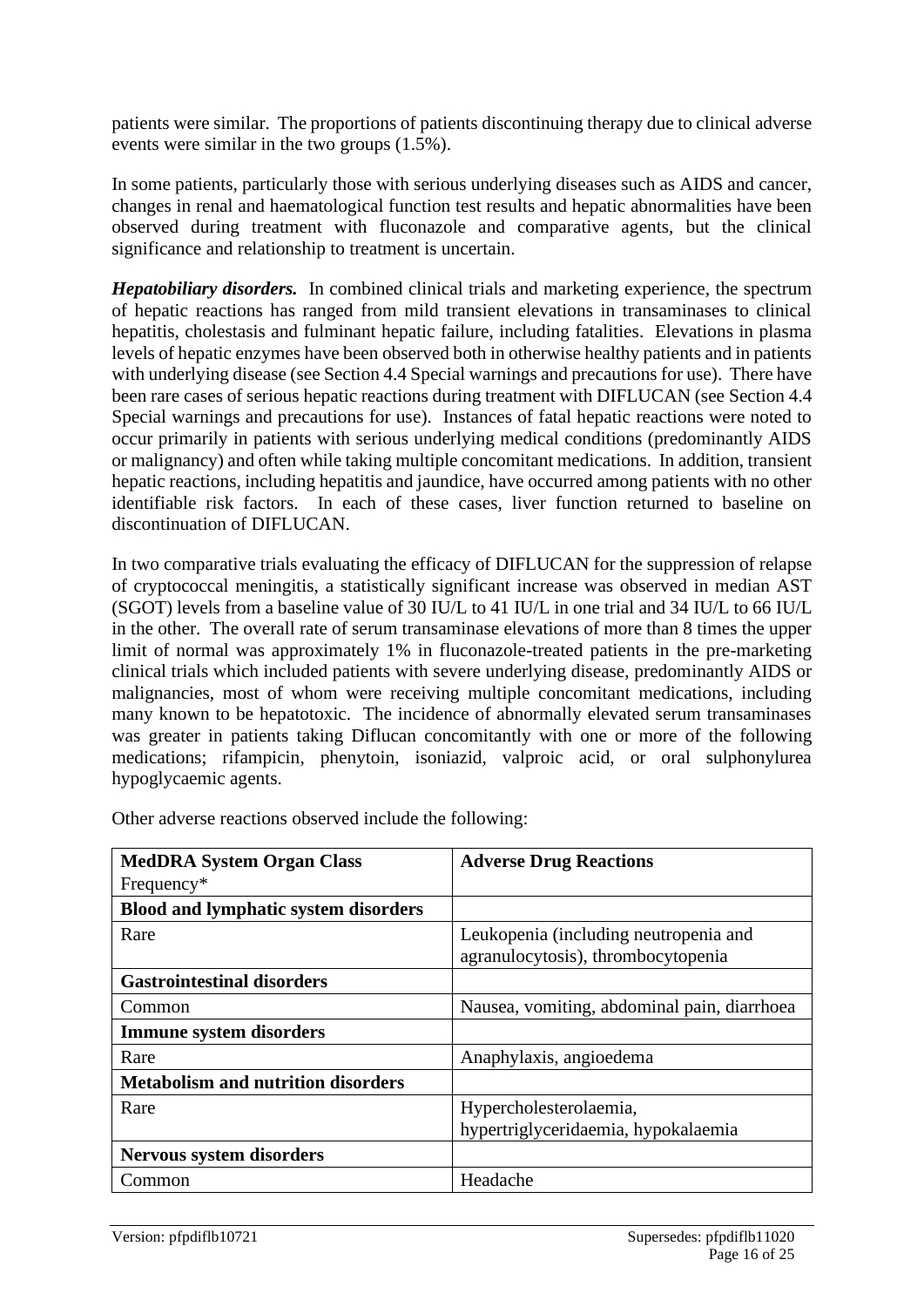patients were similar. The proportions of patients discontinuing therapy due to clinical adverse events were similar in the two groups (1.5%).

In some patients, particularly those with serious underlying diseases such as AIDS and cancer, changes in renal and haematological function test results and hepatic abnormalities have been observed during treatment with fluconazole and comparative agents, but the clinical significance and relationship to treatment is uncertain.

***Hepatobiliary disorders.*** In combined clinical trials and marketing experience, the spectrum of hepatic reactions has ranged from mild transient elevations in transaminases to clinical hepatitis, cholestasis and fulminant hepatic failure, including fatalities. Elevations in plasma levels of hepatic enzymes have been observed both in otherwise healthy patients and in patients with underlying disease (see Section 4.4 Special warnings and precautions for use). There have been rare cases of serious hepatic reactions during treatment with DIFLUCAN (see Section 4.4 Special warnings and precautions for use). Instances of fatal hepatic reactions were noted to occur primarily in patients with serious underlying medical conditions (predominantly AIDS or malignancy) and often while taking multiple concomitant medications. In addition, transient hepatic reactions, including hepatitis and jaundice, have occurred among patients with no other identifiable risk factors. In each of these cases, liver function returned to baseline on discontinuation of DIFLUCAN.

In two comparative trials evaluating the efficacy of DIFLUCAN for the suppression of relapse of cryptococcal meningitis, a statistically significant increase was observed in median AST (SGOT) levels from a baseline value of 30 IU/L to 41 IU/L in one trial and 34 IU/L to 66 IU/L in the other. The overall rate of serum transaminase elevations of more than 8 times the upper limit of normal was approximately 1% in fluconazole-treated patients in the pre-marketing clinical trials which included patients with severe underlying disease, predominantly AIDS or malignancies, most of whom were receiving multiple concomitant medications, including many known to be hepatotoxic. The incidence of abnormally elevated serum transaminases was greater in patients taking Diflucan concomitantly with one or more of the following medications; rifampicin, phenytoin, isoniazid, valproic acid, or oral sulphonylurea hypoglycaemic agents.

Other adverse reactions observed include the following:

| **MedDRA System Organ Class** Frequency* | **Adverse Drug Reactions** |
|---|---|
| **Blood and lymphatic system disorders** | |
| Rare | Leukopenia (including neutropenia and agranulocytosis), thrombocytopenia |
| **Gastrointestinal disorders** | |
| Common | Nausea, vomiting, abdominal pain, diarrhoea |
| **Immune system disorders** | |
| Rare | Anaphylaxis, angioedema |
| **Metabolism and nutrition disorders** | |
| Rare | Hypercholesterolaemia, hypertriglyceridaemia, hypokalaemia |
| **Nervous system disorders** | |
| Common | Headache |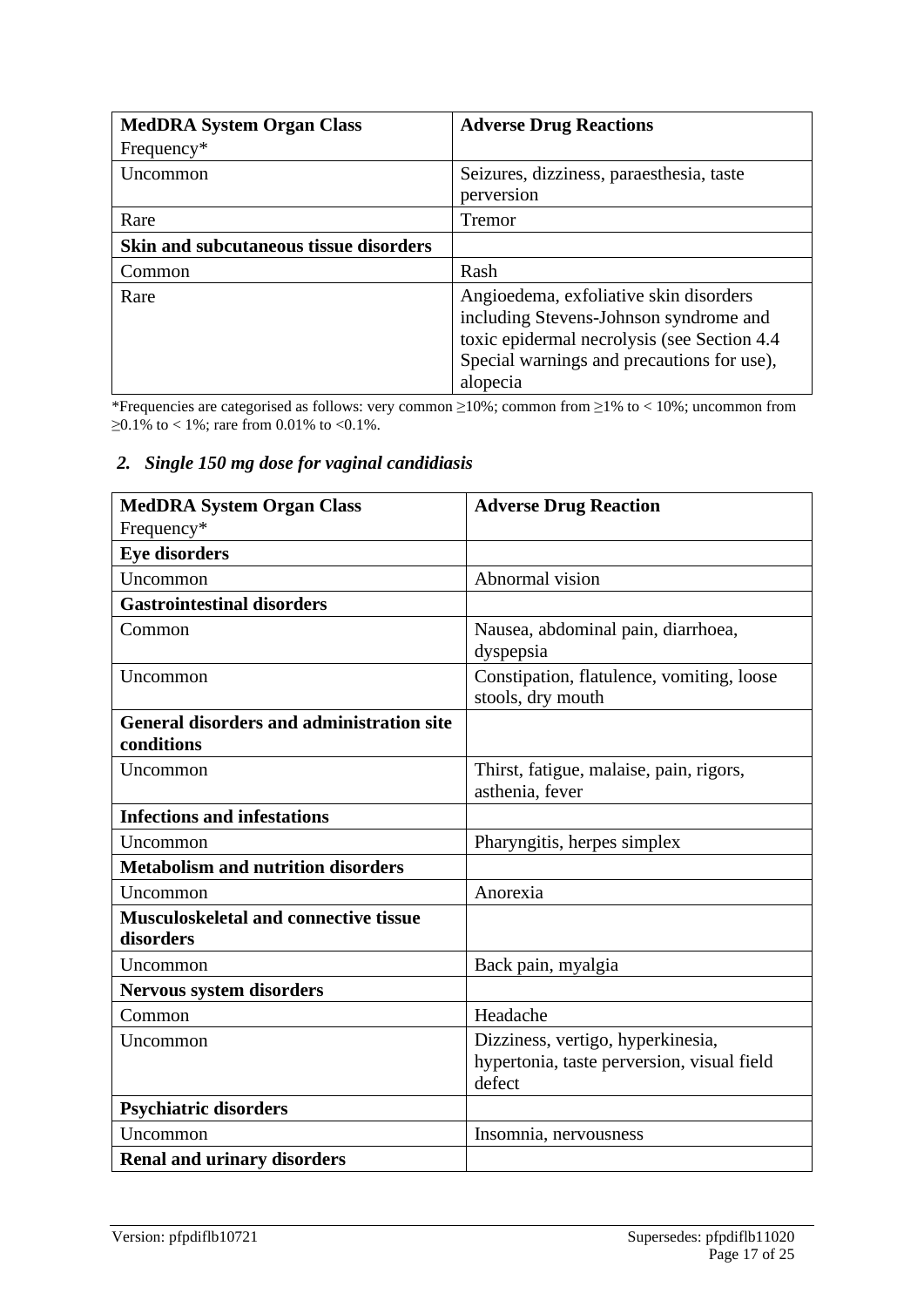| MedDRA System Organ Class<br>Frequency* | Adverse Drug Reactions |
|---|---|
| Uncommon | Seizures, dizziness, paraesthesia, taste perversion |
| Rare | Tremor |
| **Skin and subcutaneous tissue disorders** | |
| Common | Rash |
| Rare | Angioedema, exfoliative skin disorders including Stevens-Johnson syndrome and toxic epidermal necrolysis (see Section 4.4 Special warnings and precautions for use), alopecia |

*Frequencies are categorised as follows: very common ≥10%; common from ≥1% to < 10%; uncommon from ≥0.1% to < 1%; rare from 0.01% to <0.1%.

### *2. Single 150 mg dose for vaginal candidiasis*

| MedDRA System Organ Class<br>Frequency* | Adverse Drug Reaction |
|---|---|
| **Eye disorders** | |
| Uncommon | Abnormal vision |
| **Gastrointestinal disorders** | |
| Common | Nausea, abdominal pain, diarrhoea, dyspepsia |
| Uncommon | Constipation, flatulence, vomiting, loose stools, dry mouth |
| **General disorders and administration site conditions** | |
| Uncommon | Thirst, fatigue, malaise, pain, rigors, asthenia, fever |
| **Infections and infestations** | |
| Uncommon | Pharyngitis, herpes simplex |
| **Metabolism and nutrition disorders** | |
| Uncommon | Anorexia |
| **Musculoskeletal and connective tissue disorders** | |
| Uncommon | Back pain, myalgia |
| **Nervous system disorders** | |
| Common | Headache |
| Uncommon | Dizziness, vertigo, hyperkinesia, hypertonia, taste perversion, visual field defect |
| **Psychiatric disorders** | |
| Uncommon | Insomnia, nervousness |
| **Renal and urinary disorders** | |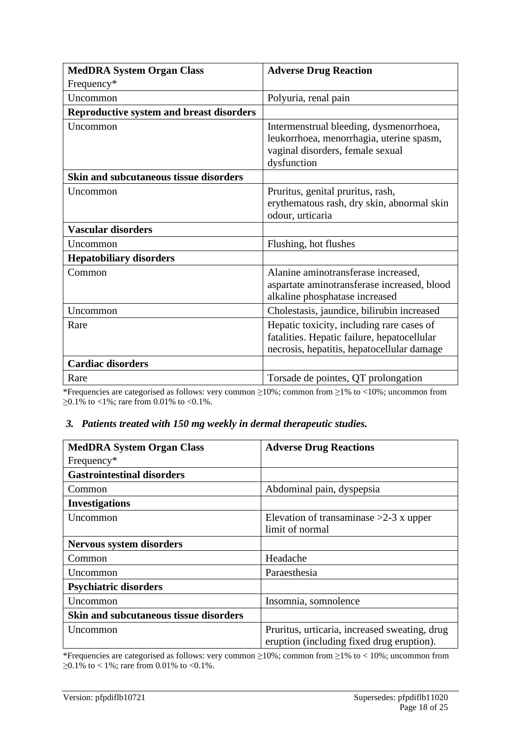| **MedDRA System Organ Class** Frequency* | **Adverse Drug Reaction** |
|---|---|
| Uncommon | Polyuria, renal pain |
| **Reproductive system and breast disorders** | |
| Uncommon | Intermenstrual bleeding, dysmenorrhoea, leukorrhoea, menorrhagia, uterine spasm, vaginal disorders, female sexual dysfunction |
| **Skin and subcutaneous tissue disorders** | |
| Uncommon | Pruritus, genital pruritus, rash, erythematous rash, dry skin, abnormal skin odour, urticaria |
| **Vascular disorders** | |
| Uncommon | Flushing, hot flushes |
| **Hepatobiliary disorders** | |
| Common | Alanine aminotransferase increased, aspartate aminotransferase increased, blood alkaline phosphatase increased |
| Uncommon | Cholestasis, jaundice, bilirubin increased |
| Rare | Hepatic toxicity, including rare cases of fatalities. Hepatic failure, hepatocellular necrosis, hepatitis, hepatocellular damage |
| **Cardiac disorders** | |
| Rare | Torsade de pointes, QT prolongation |

*Frequencies are categorised as follows: very common ≥10%; common from ≥1% to <10%; uncommon from ≥0.1% to <1%; rare from 0.01% to <0.1%.

### *3. Patients treated with 150 mg weekly in dermal therapeutic studies.*

| **MedDRA System Organ Class** Frequency* | **Adverse Drug Reactions** |
|---|---|
| **Gastrointestinal disorders** | |
| Common | Abdominal pain, dyspepsia |
| **Investigations** | |
| Uncommon | Elevation of transaminase >2-3 x upper limit of normal |
| **Nervous system disorders** | |
| Common | Headache |
| Uncommon | Paraesthesia |
| **Psychiatric disorders** | |
| Uncommon | Insomnia, somnolence |
| **Skin and subcutaneous tissue disorders** | |
| Uncommon | Pruritus, urticaria, increased sweating, drug eruption (including fixed drug eruption). |

*Frequencies are categorised as follows: very common ≥10%; common from ≥1% to < 10%; uncommon from ≥0.1% to < 1%; rare from 0.01% to <0.1%.

Version: pfpdiflb10721 Supersedes: pfpdiflb11020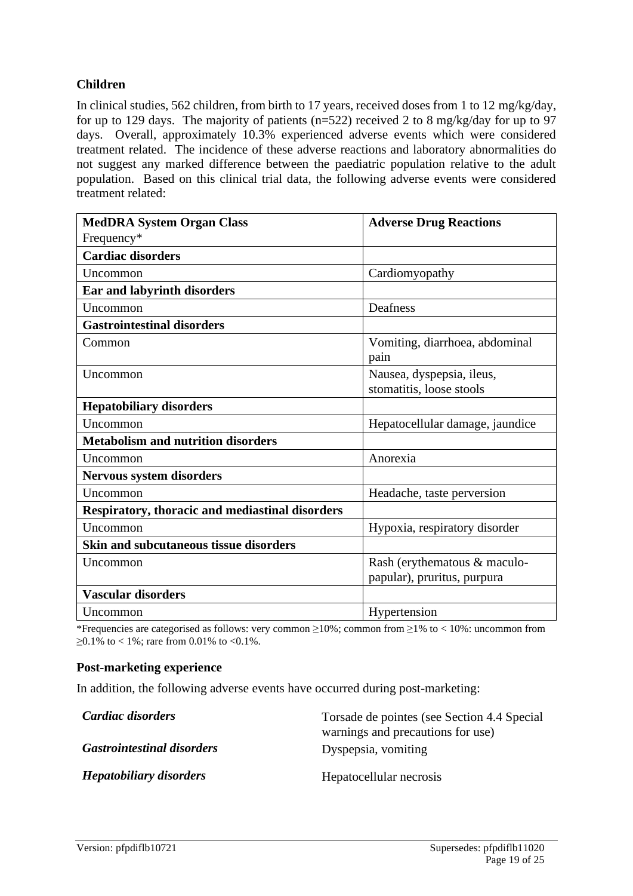### Children

In clinical studies, 562 children, from birth to 17 years, received doses from 1 to 12 mg/kg/day, for up to 129 days. The majority of patients (n=522) received 2 to 8 mg/kg/day for up to 97 days. Overall, approximately 10.3% experienced adverse events which were considered treatment related. The incidence of these adverse reactions and laboratory abnormalities do not suggest any marked difference between the paediatric population relative to the adult population. Based on this clinical trial data, the following adverse events were considered treatment related:

| **MedDRA System Organ Class** Frequency* | **Adverse Drug Reactions** |
|---|---|
| **Cardiac disorders** | |
| Uncommon | Cardiomyopathy |
| **Ear and labyrinth disorders** | |
| Uncommon | Deafness |
| **Gastrointestinal disorders** | |
| Common | Vomiting, diarrhoea, abdominal pain |
| Uncommon | Nausea, dyspepsia, ileus, stomatitis, loose stools |
| **Hepatobiliary disorders** | |
| Uncommon | Hepatocellular damage, jaundice |
| **Metabolism and nutrition disorders** | |
| Uncommon | Anorexia |
| **Nervous system disorders** | |
| Uncommon | Headache, taste perversion |
| **Respiratory, thoracic and mediastinal disorders** | |
| Uncommon | Hypoxia, respiratory disorder |
| **Skin and subcutaneous tissue disorders** | |
| Uncommon | Rash (erythematous & maculo-papular), pruritus, purpura |
| **Vascular disorders** | |
| Uncommon | Hypertension |

*Frequencies are categorised as follows: very common ≥10%; common from ≥1% to < 10%: uncommon from ≥0.1% to < 1%; rare from 0.01% to <0.1%.

### Post-marketing experience

In addition, the following adverse events have occurred during post-marketing:

| | |
|---|---|
| ***Cardiac disorders*** | Torsade de pointes (see Section 4.4 Special warnings and precautions for use) |
| ***Gastrointestinal disorders*** | Dyspepsia, vomiting |
| ***Hepatobiliary disorders*** | Hepatocellular necrosis |

Version: pfpdiflb10721 Supersedes: pfpdiflb11020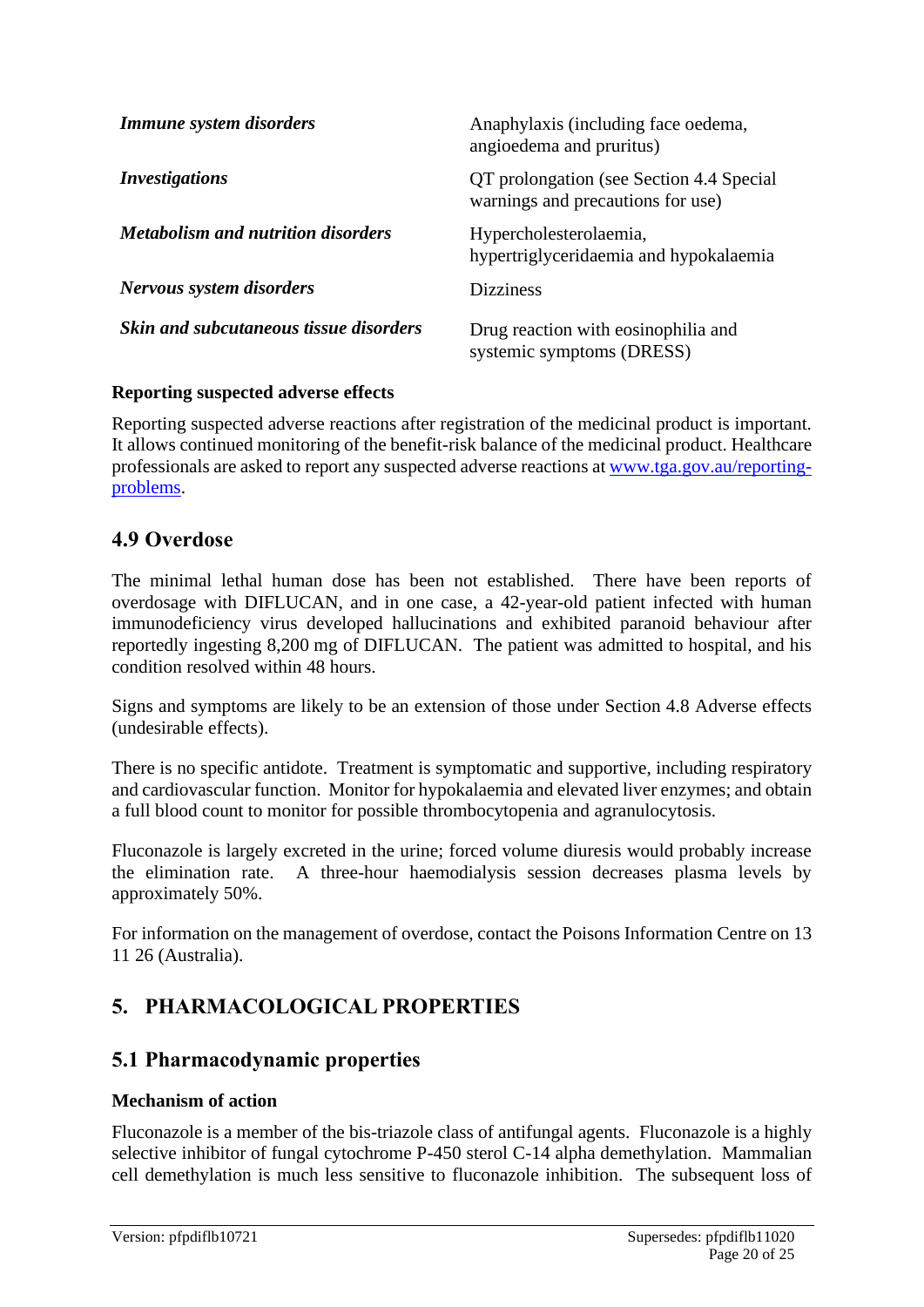| | |
|---|---|
| ***Immune system disorders*** | Anaphylaxis (including face oedema, angioedema and pruritus) |
| ***Investigations*** | QT prolongation (see Section 4.4 Special warnings and precautions for use) |
| ***Metabolism and nutrition disorders*** | Hypercholesterolaemia, hypertriglyceridaemia and hypokalaemia |
| ***Nervous system disorders*** | Dizziness |
| ***Skin and subcutaneous tissue disorders*** | Drug reaction with eosinophilia and systemic symptoms (DRESS) |

**Reporting suspected adverse effects**

Reporting suspected adverse reactions after registration of the medicinal product is important. It allows continued monitoring of the benefit-risk balance of the medicinal product. Healthcare professionals are asked to report any suspected adverse reactions at www.tga.gov.au/reporting-problems.

## 4.9 Overdose

The minimal lethal human dose has been not established. There have been reports of overdosage with DIFLUCAN, and in one case, a 42-year-old patient infected with human immunodeficiency virus developed hallucinations and exhibited paranoid behaviour after reportedly ingesting 8,200 mg of DIFLUCAN. The patient was admitted to hospital, and his condition resolved within 48 hours.

Signs and symptoms are likely to be an extension of those under Section 4.8 Adverse effects (undesirable effects).

There is no specific antidote. Treatment is symptomatic and supportive, including respiratory and cardiovascular function. Monitor for hypokalaemia and elevated liver enzymes; and obtain a full blood count to monitor for possible thrombocytopenia and agranulocytosis.

Fluconazole is largely excreted in the urine; forced volume diuresis would probably increase the elimination rate. A three-hour haemodialysis session decreases plasma levels by approximately 50%.

For information on the management of overdose, contact the Poisons Information Centre on 13 11 26 (Australia).

# 5. PHARMACOLOGICAL PROPERTIES

## 5.1 Pharmacodynamic properties

**Mechanism of action**

Fluconazole is a member of the bis-triazole class of antifungal agents. Fluconazole is a highly selective inhibitor of fungal cytochrome P-450 sterol C-14 alpha demethylation. Mammalian cell demethylation is much less sensitive to fluconazole inhibition. The subsequent loss of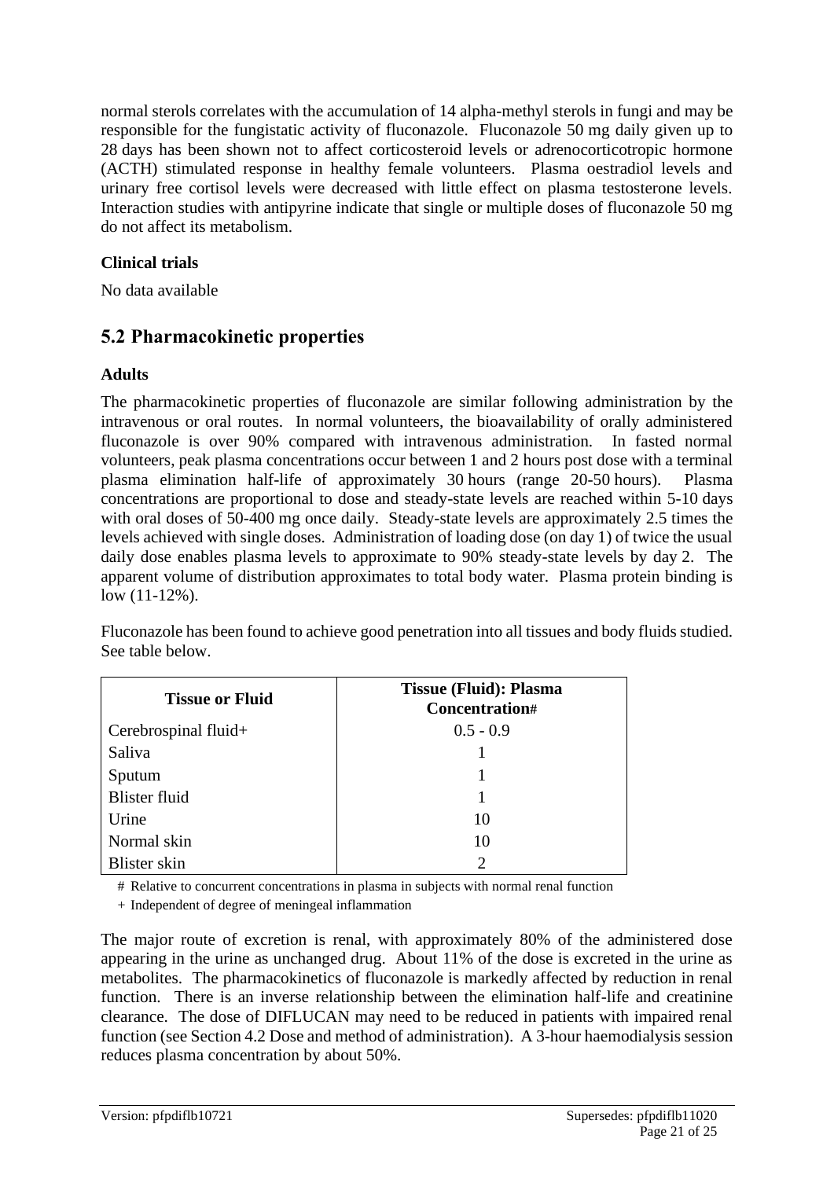normal sterols correlates with the accumulation of 14 alpha-methyl sterols in fungi and may be responsible for the fungistatic activity of fluconazole. Fluconazole 50 mg daily given up to 28 days has been shown not to affect corticosteroid levels or adrenocorticotropic hormone (ACTH) stimulated response in healthy female volunteers. Plasma oestradiol levels and urinary free cortisol levels were decreased with little effect on plasma testosterone levels. Interaction studies with antipyrine indicate that single or multiple doses of fluconazole 50 mg do not affect its metabolism.

### Clinical trials

No data available

## 5.2 Pharmacokinetic properties

### Adults

The pharmacokinetic properties of fluconazole are similar following administration by the intravenous or oral routes. In normal volunteers, the bioavailability of orally administered fluconazole is over 90% compared with intravenous administration. In fasted normal volunteers, peak plasma concentrations occur between 1 and 2 hours post dose with a terminal plasma elimination half-life of approximately 30 hours (range 20-50 hours). Plasma concentrations are proportional to dose and steady-state levels are reached within 5-10 days with oral doses of 50-400 mg once daily. Steady-state levels are approximately 2.5 times the levels achieved with single doses. Administration of loading dose (on day 1) of twice the usual daily dose enables plasma levels to approximate to 90% steady-state levels by day 2. The apparent volume of distribution approximates to total body water. Plasma protein binding is low (11-12%).

Fluconazole has been found to achieve good penetration into all tissues and body fluids studied. See table below.

| Tissue or Fluid | Tissue (Fluid): Plasma Concentration# |
|---|---|
| Cerebrospinal fluid+ | 0.5 - 0.9 |
| Saliva | 1 |
| Sputum | 1 |
| Blister fluid | 1 |
| Urine | 10 |
| Normal skin | 10 |
| Blister skin | 2 |

# Relative to concurrent concentrations in plasma in subjects with normal renal function

+ Independent of degree of meningeal inflammation

The major route of excretion is renal, with approximately 80% of the administered dose appearing in the urine as unchanged drug. About 11% of the dose is excreted in the urine as metabolites. The pharmacokinetics of fluconazole is markedly affected by reduction in renal function. There is an inverse relationship between the elimination half-life and creatinine clearance. The dose of DIFLUCAN may need to be reduced in patients with impaired renal function (see Section 4.2 Dose and method of administration). A 3-hour haemodialysis session reduces plasma concentration by about 50%.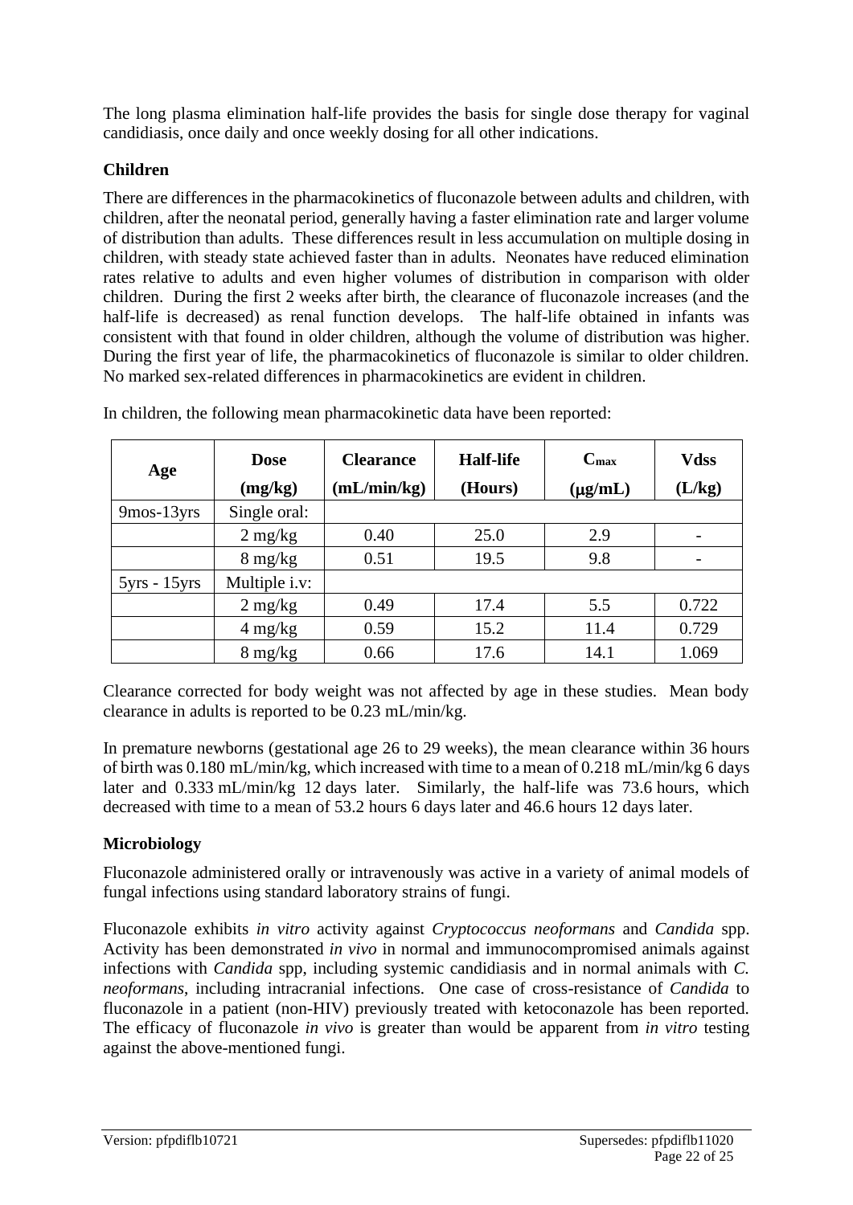The long plasma elimination half-life provides the basis for single dose therapy for vaginal candidiasis, once daily and once weekly dosing for all other indications.

### Children

There are differences in the pharmacokinetics of fluconazole between adults and children, with children, after the neonatal period, generally having a faster elimination rate and larger volume of distribution than adults. These differences result in less accumulation on multiple dosing in children, with steady state achieved faster than in adults. Neonates have reduced elimination rates relative to adults and even higher volumes of distribution in comparison with older children. During the first 2 weeks after birth, the clearance of fluconazole increases (and the half-life is decreased) as renal function develops. The half-life obtained in infants was consistent with that found in older children, although the volume of distribution was higher. During the first year of life, the pharmacokinetics of fluconazole is similar to older children. No marked sex-related differences in pharmacokinetics are evident in children.

In children, the following mean pharmacokinetic data have been reported:

| Age | Dose (mg/kg) | Clearance (mL/min/kg) | Half-life (Hours) | $C_{max}$ (μg/mL) | Vdss (L/kg) |
|---|---|---|---|---|---|
| 9mos-13yrs | Single oral: | | | | |
| | 2 mg/kg | 0.40 | 25.0 | 2.9 | - |
| | 8 mg/kg | 0.51 | 19.5 | 9.8 | - |
| 5yrs - 15yrs | Multiple i.v: | | | | |
| | 2 mg/kg | 0.49 | 17.4 | 5.5 | 0.722 |
| | 4 mg/kg | 0.59 | 15.2 | 11.4 | 0.729 |
| | 8 mg/kg | 0.66 | 17.6 | 14.1 | 1.069 |

Clearance corrected for body weight was not affected by age in these studies. Mean body clearance in adults is reported to be 0.23 mL/min/kg.

In premature newborns (gestational age 26 to 29 weeks), the mean clearance within 36 hours of birth was 0.180 mL/min/kg, which increased with time to a mean of 0.218 mL/min/kg 6 days later and 0.333 mL/min/kg 12 days later. Similarly, the half-life was 73.6 hours, which decreased with time to a mean of 53.2 hours 6 days later and 46.6 hours 12 days later.

### Microbiology

Fluconazole administered orally or intravenously was active in a variety of animal models of fungal infections using standard laboratory strains of fungi.

Fluconazole exhibits *in vitro* activity against *Cryptococcus neoformans* and *Candida* spp. Activity has been demonstrated *in vivo* in normal and immunocompromised animals against infections with *Candida* spp, including systemic candidiasis and in normal animals with *C. neoformans*, including intracranial infections. One case of cross-resistance of *Candida* to fluconazole in a patient (non-HIV) previously treated with ketoconazole has been reported. The efficacy of fluconazole *in vivo* is greater than would be apparent from *in vitro* testing against the above-mentioned fungi.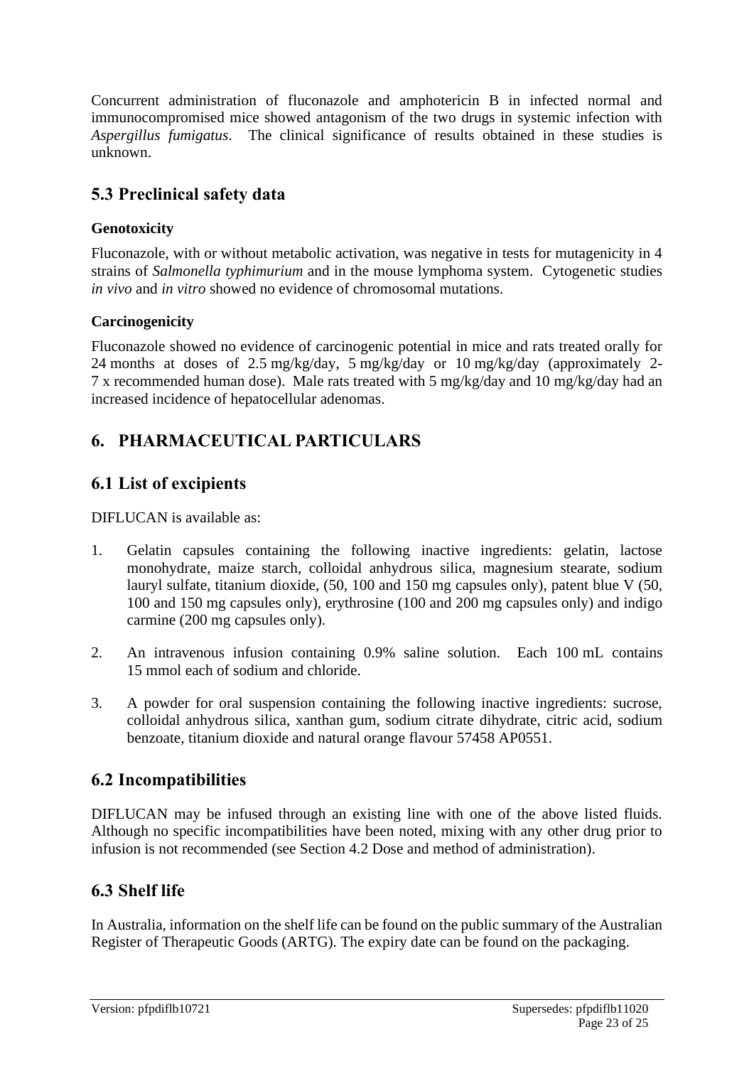Concurrent administration of fluconazole and amphotericin B in infected normal and immunocompromised mice showed antagonism of the two drugs in systemic infection with *Aspergillus fumigatus*. The clinical significance of results obtained in these studies is unknown.

## 5.3 Preclinical safety data

### Genotoxicity

Fluconazole, with or without metabolic activation, was negative in tests for mutagenicity in 4 strains of *Salmonella typhimurium* and in the mouse lymphoma system. Cytogenetic studies *in vivo* and *in vitro* showed no evidence of chromosomal mutations.

### Carcinogenicity

Fluconazole showed no evidence of carcinogenic potential in mice and rats treated orally for 24 months at doses of 2.5 mg/kg/day, 5 mg/kg/day or 10 mg/kg/day (approximately 2-7 x recommended human dose). Male rats treated with 5 mg/kg/day and 10 mg/kg/day had an increased incidence of hepatocellular adenomas.

# 6. PHARMACEUTICAL PARTICULARS

## 6.1 List of excipients

DIFLUCAN is available as:

1. Gelatin capsules containing the following inactive ingredients: gelatin, lactose monohydrate, maize starch, colloidal anhydrous silica, magnesium stearate, sodium lauryl sulfate, titanium dioxide, (50, 100 and 150 mg capsules only), patent blue V (50, 100 and 150 mg capsules only), erythrosine (100 and 200 mg capsules only) and indigo carmine (200 mg capsules only).

2. An intravenous infusion containing 0.9% saline solution. Each 100 mL contains 15 mmol each of sodium and chloride.

3. A powder for oral suspension containing the following inactive ingredients: sucrose, colloidal anhydrous silica, xanthan gum, sodium citrate dihydrate, citric acid, sodium benzoate, titanium dioxide and natural orange flavour 57458 AP0551.

## 6.2 Incompatibilities

DIFLUCAN may be infused through an existing line with one of the above listed fluids. Although no specific incompatibilities have been noted, mixing with any other drug prior to infusion is not recommended (see Section 4.2 Dose and method of administration).

## 6.3 Shelf life

In Australia, information on the shelf life can be found on the public summary of the Australian Register of Therapeutic Goods (ARTG). The expiry date can be found on the packaging.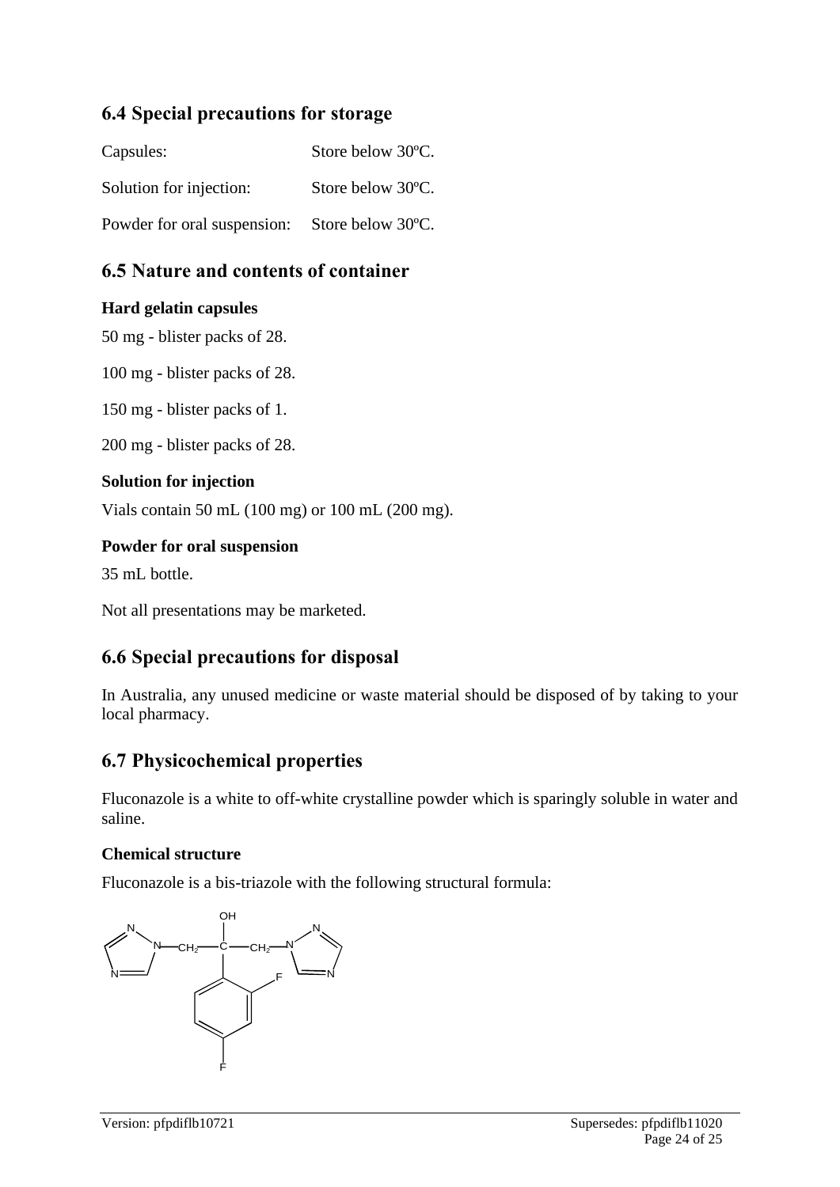## 6.4 Special precautions for storage

Capsules: Store below 30ºC.

Solution for injection: Store below 30ºC.

Powder for oral suspension: Store below 30ºC.

## 6.5 Nature and contents of container

### Hard gelatin capsules

50 mg - blister packs of 28.

100 mg - blister packs of 28.

150 mg - blister packs of 1.

200 mg - blister packs of 28.

### Solution for injection

Vials contain 50 mL (100 mg) or 100 mL (200 mg).

### Powder for oral suspension

35 mL bottle.

Not all presentations may be marketed.

## 6.6 Special precautions for disposal

In Australia, any unused medicine or waste material should be disposed of by taking to your local pharmacy.

## 6.7 Physicochemical properties

Fluconazole is a white to off-white crystalline powder which is sparingly soluble in water and saline.

### Chemical structure

Fluconazole is a bis-triazole with the following structural formula: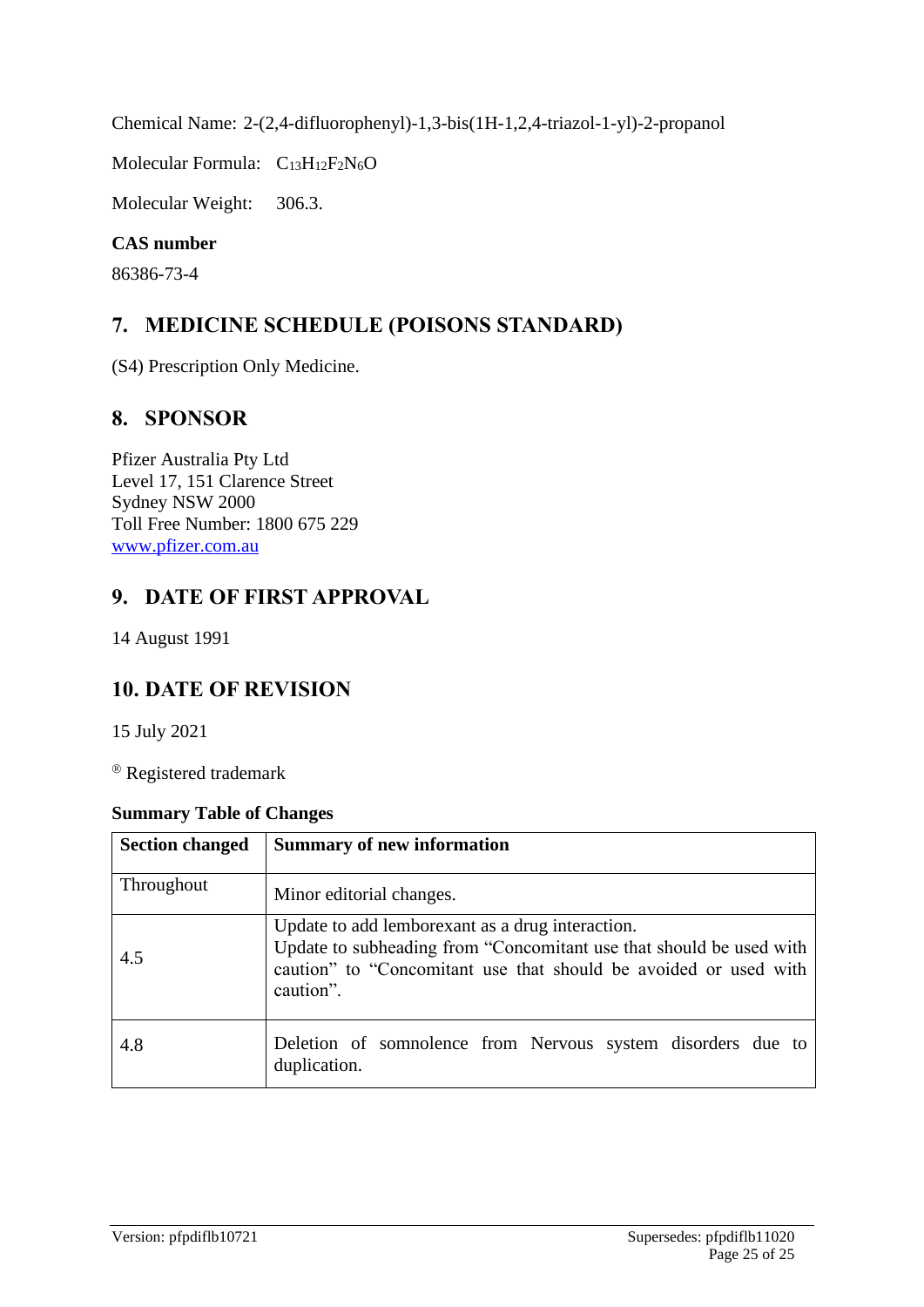Chemical Name: 2-(2,4-difluorophenyl)-1,3-bis(1H-1,2,4-triazol-1-yl)-2-propanol

Molecular Formula: $C_{13}H_{12}F_2N_6O$

Molecular Weight: 306.3.

**CAS number**

86386-73-4

## 7. MEDICINE SCHEDULE (POISONS STANDARD)

(S4) Prescription Only Medicine.

## 8. SPONSOR

Pfizer Australia Pty Ltd
Level 17, 151 Clarence Street
Sydney NSW 2000
Toll Free Number: 1800 675 229
www.pfizer.com.au

## 9. DATE OF FIRST APPROVAL

14 August 1991

## 10. DATE OF REVISION

15 July 2021

® Registered trademark

**Summary Table of Changes**

| Section changed | Summary of new information |
|---|---|
| Throughout | Minor editorial changes. |
| 4.5 | Update to add lemborexant as a drug interaction. Update to subheading from "Concomitant use that should be used with caution" to "Concomitant use that should be avoided or used with caution". |
| 4.8 | Deletion of somnolence from Nervous system disorders due to duplication. |

Version: pfpdiflb10721 Supersedes: pfpdiflb11020